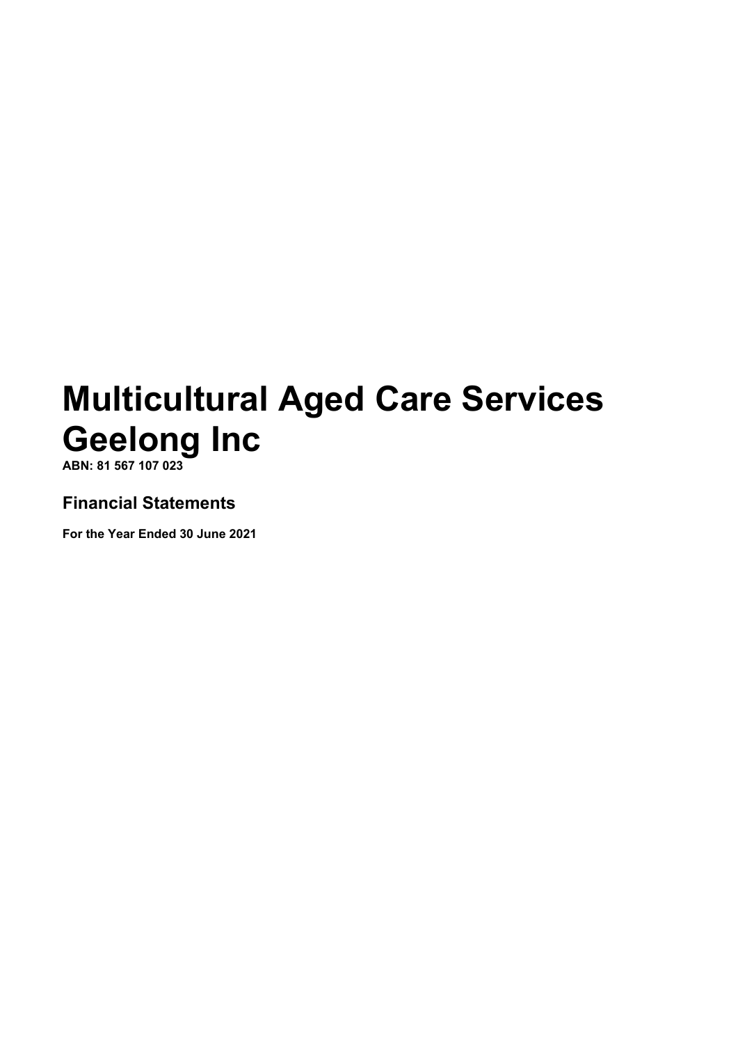# Multicultural Aged Care Services Geelong Inc

**ABN: 81 567 107 023**

## Financial Statements

**For the Year Ended 30 June 2021**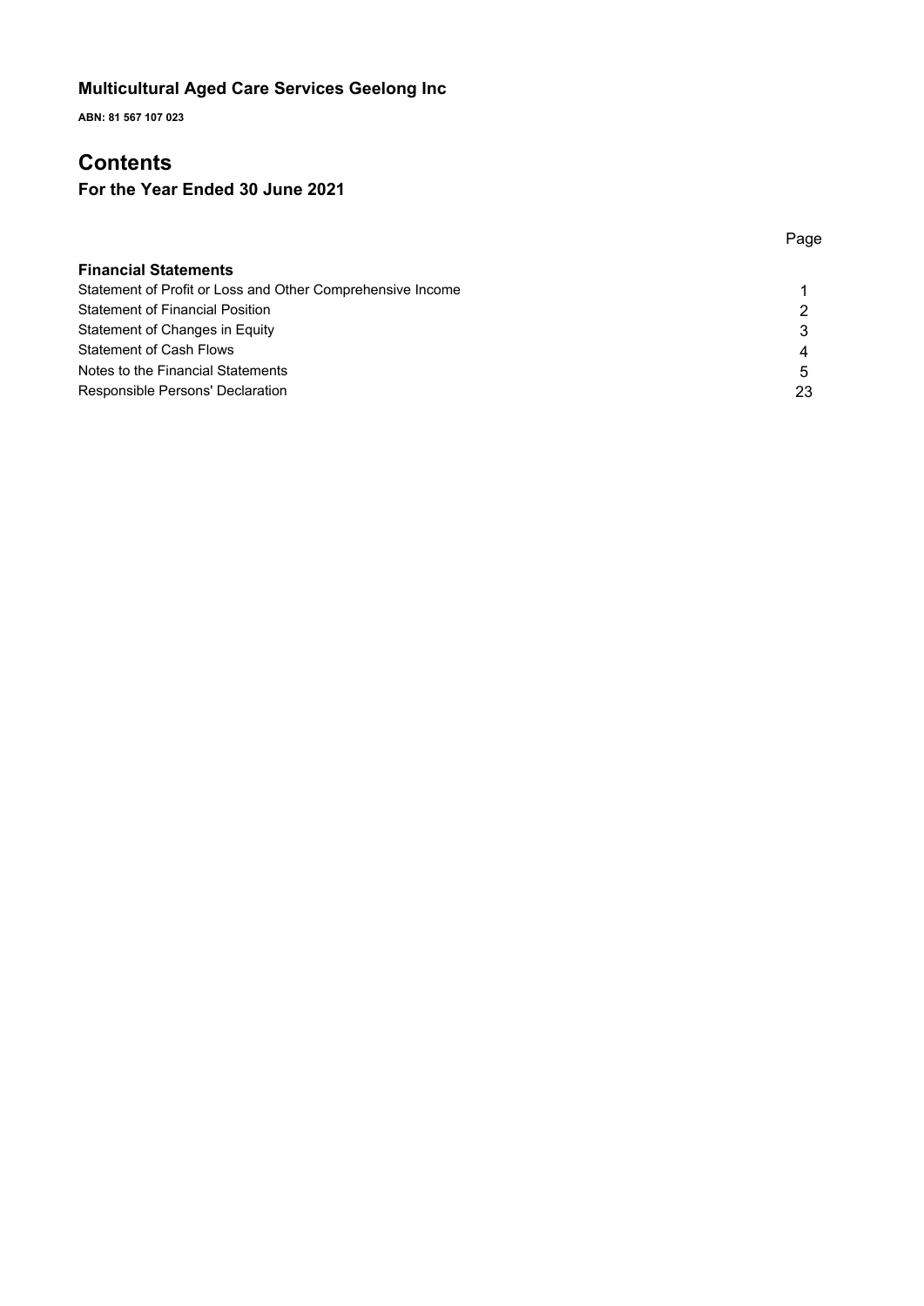**Multicultural Aged Care Services Geelong Inc**

**ABN: 81 567 107 023**

# Contents

## For the Year Ended 30 June 2021

| | Page |
|---|---|
| **Financial Statements** | |
| Statement of Profit or Loss and Other Comprehensive Income | 1 |
| Statement of Financial Position | 2 |
| Statement of Changes in Equity | 3 |
| Statement of Cash Flows | 4 |
| Notes to the Financial Statements | 5 |
| Responsible Persons' Declaration | 23 |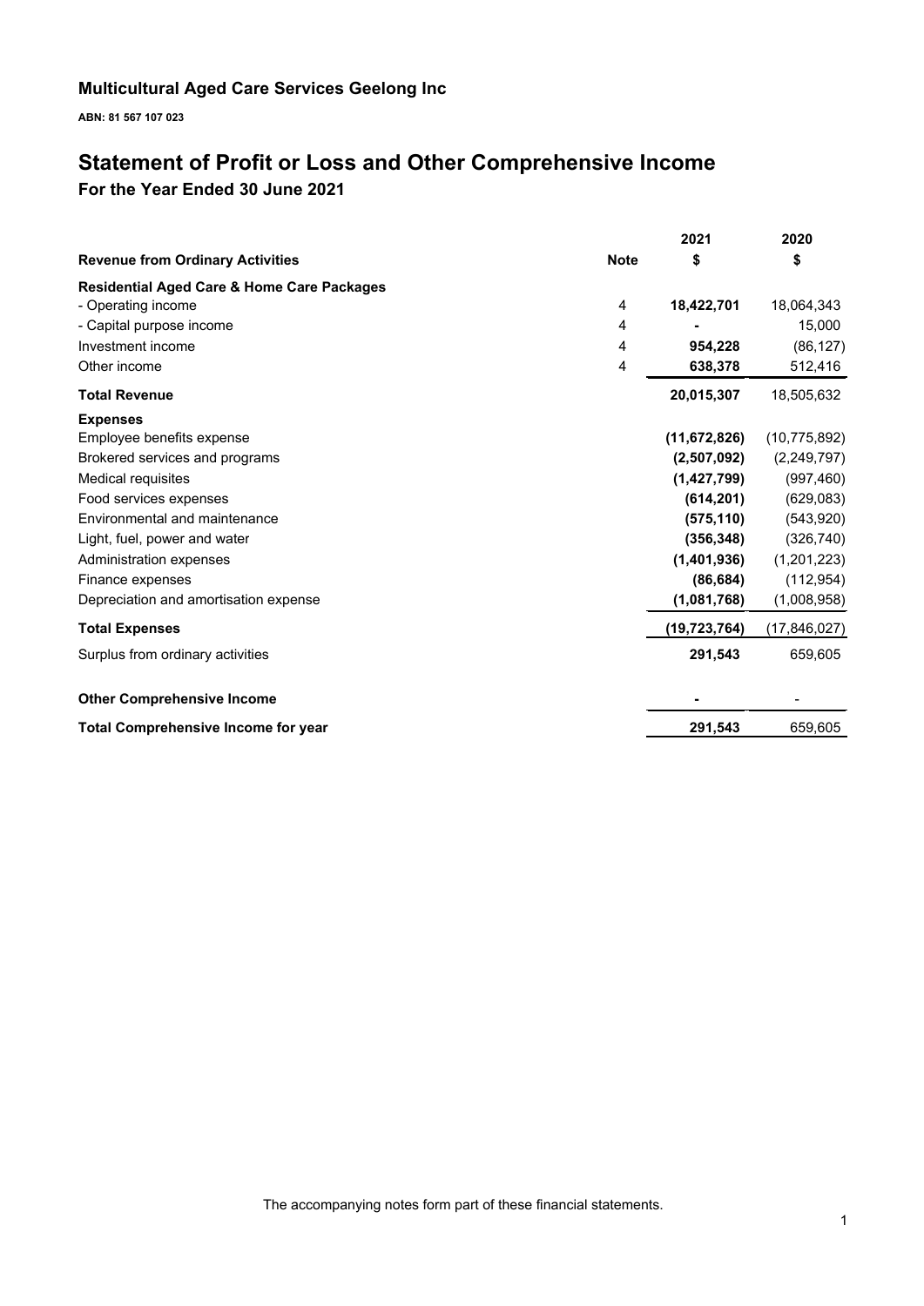## Multicultural Aged Care Services Geelong Inc

**ABN: 81 567 107 023**

# Statement of Profit or Loss and Other Comprehensive Income

### For the Year Ended 30 June 2021

| | | 2021 | 2020 |
|---|---|---|---|
| **Revenue from Ordinary Activities** | **Note** | **$** | **$** |
| **Residential Aged Care & Home Care Packages** | | | |
| - Operating income | 4 | **18,422,701** | 18,064,343 |
| - Capital purpose income | 4 | **-** | 15,000 |
| Investment income | 4 | **954,228** | (86,127) |
| Other income | 4 | **638,378** | 512,416 |
| **Total Revenue** | | **20,015,307** | 18,505,632 |
| **Expenses** | | | |
| Employee benefits expense | | **(11,672,826)** | (10,775,892) |
| Brokered services and programs | | **(2,507,092)** | (2,249,797) |
| Medical requisites | | **(1,427,799)** | (997,460) |
| Food services expenses | | **(614,201)** | (629,083) |
| Environmental and maintenance | | **(575,110)** | (543,920) |
| Light, fuel, power and water | | **(356,348)** | (326,740) |
| Administration expenses | | **(1,401,936)** | (1,201,223) |
| Finance expenses | | **(86,684)** | (112,954) |
| Depreciation and amortisation expense | | **(1,081,768)** | (1,008,958) |
| **Total Expenses** | | **(19,723,764)** | (17,846,027) |
| Surplus from ordinary activities | | **291,543** | 659,605 |
| **Other Comprehensive Income** | | **-** | - |
| **Total Comprehensive Income for year** | | **291,543** | 659,605 |

The accompanying notes form part of these financial statements.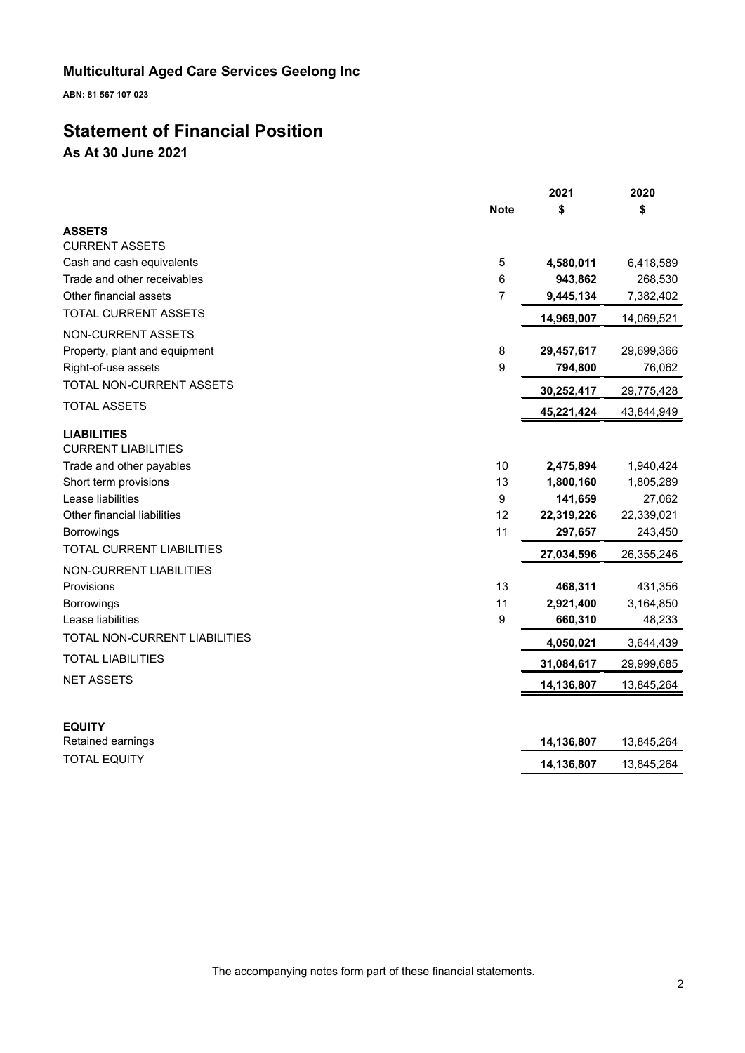# Multicultural Aged Care Services Geelong Inc

**ABN: 81 567 107 023**

# Statement of Financial Position

## As At 30 June 2021

| | Note | 2021<br>$ | 2020<br>$ |
|---|---|---|---|
| **ASSETS** | | | |
| CURRENT ASSETS | | | |
| Cash and cash equivalents | 5 | **4,580,011** | 6,418,589 |
| Trade and other receivables | 6 | **943,862** | 268,530 |
| Other financial assets | 7 | **9,445,134** | 7,382,402 |
| TOTAL CURRENT ASSETS | | **14,969,007** | 14,069,521 |
| NON-CURRENT ASSETS | | | |
| Property, plant and equipment | 8 | **29,457,617** | 29,699,366 |
| Right-of-use assets | 9 | **794,800** | 76,062 |
| TOTAL NON-CURRENT ASSETS | | **30,252,417** | 29,775,428 |
| TOTAL ASSETS | | **45,221,424** | 43,844,949 |
| **LIABILITIES** | | | |
| CURRENT LIABILITIES | | | |
| Trade and other payables | 10 | **2,475,894** | 1,940,424 |
| Short term provisions | 13 | **1,800,160** | 1,805,289 |
| Lease liabilities | 9 | **141,659** | 27,062 |
| Other financial liabilities | 12 | **22,319,226** | 22,339,021 |
| Borrowings | 11 | **297,657** | 243,450 |
| TOTAL CURRENT LIABILITIES | | **27,034,596** | 26,355,246 |
| NON-CURRENT LIABILITIES | | | |
| Provisions | 13 | **468,311** | 431,356 |
| Borrowings | 11 | **2,921,400** | 3,164,850 |
| Lease liabilities | 9 | **660,310** | 48,233 |
| TOTAL NON-CURRENT LIABILITIES | | **4,050,021** | 3,644,439 |
| TOTAL LIABILITIES | | **31,084,617** | 29,999,685 |
| NET ASSETS | | **14,136,807** | 13,845,264 |
| | | | |
| **EQUITY** | | | |
| Retained earnings | | **14,136,807** | 13,845,264 |
| TOTAL EQUITY | | **14,136,807** | 13,845,264 |

The accompanying notes form part of these financial statements.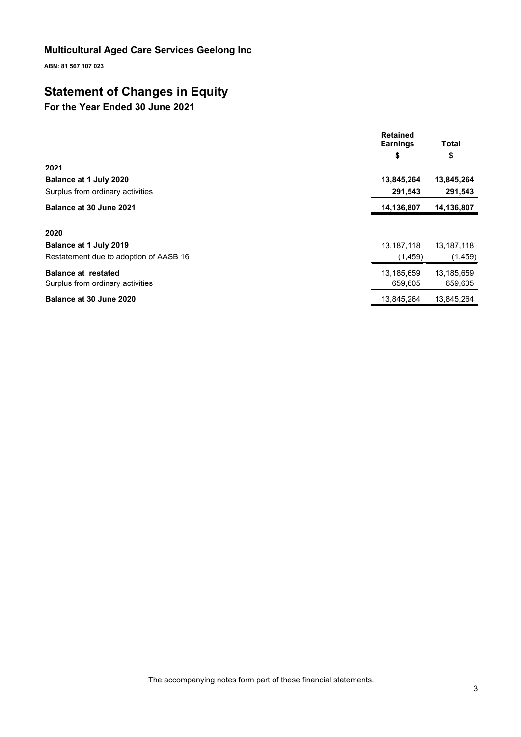## Multicultural Aged Care Services Geelong Inc

**ABN: 81 567 107 023**

# Statement of Changes in Equity

## For the Year Ended 30 June 2021

| | Retained Earnings | Total |
|---|---|---|
| | $ | $ |
| **2021** | | |
| **Balance at 1 July 2020** | **13,845,264** | **13,845,264** |
| Surplus from ordinary activities | **291,543** | **291,543** |
| **Balance at 30 June 2021** | **14,136,807** | **14,136,807** |
| | | |
| **2020** | | |
| **Balance at 1 July 2019** | 13,187,118 | 13,187,118 |
| Restatement due to adoption of AASB 16 | (1,459) | (1,459) |
| **Balance at restated** | 13,185,659 | 13,185,659 |
| Surplus from ordinary activities | 659,605 | 659,605 |
| **Balance at 30 June 2020** | 13,845,264 | 13,845,264 |

The accompanying notes form part of these financial statements.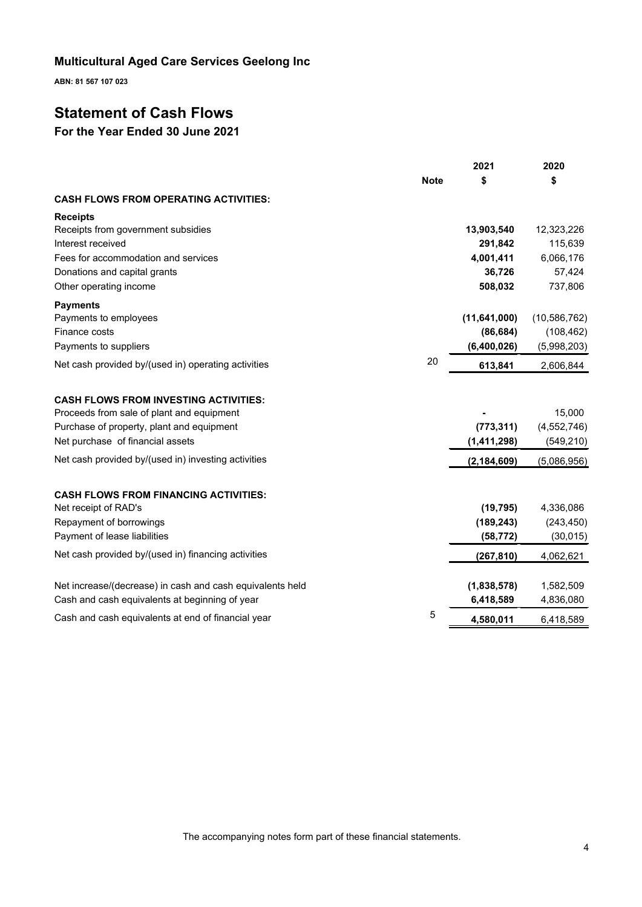**Multicultural Aged Care Services Geelong Inc**

**ABN: 81 567 107 023**

# Statement of Cash Flows

## For the Year Ended 30 June 2021

| | Note | 2021<br>$ | 2020<br>$ |
|---|---|---|---|
| **CASH FLOWS FROM OPERATING ACTIVITIES:** | | | |
| **Receipts** | | | |
| Receipts from government subsidies | | **13,903,540** | 12,323,226 |
| Interest received | | **291,842** | 115,639 |
| Fees for accommodation and services | | **4,001,411** | 6,066,176 |
| Donations and capital grants | | **36,726** | 57,424 |
| Other operating income | | **508,032** | 737,806 |
| **Payments** | | | |
| Payments to employees | | **(11,641,000)** | (10,586,762) |
| Finance costs | | **(86,684)** | (108,462) |
| Payments to suppliers | | **(6,400,026)** | (5,998,203) |
| Net cash provided by/(used in) operating activities | 20 | **613,841** | 2,606,844 |
| | | | |
| **CASH FLOWS FROM INVESTING ACTIVITIES:** | | | |
| Proceeds from sale of plant and equipment | | **-** | 15,000 |
| Purchase of property, plant and equipment | | **(773,311)** | (4,552,746) |
| Net purchase of financial assets | | **(1,411,298)** | (549,210) |
| Net cash provided by/(used in) investing activities | | **(2,184,609)** | (5,086,956) |
| | | | |
| **CASH FLOWS FROM FINANCING ACTIVITIES:** | | | |
| Net receipt of RAD's | | **(19,795)** | 4,336,086 |
| Repayment of borrowings | | **(189,243)** | (243,450) |
| Payment of lease liabilities | | **(58,772)** | (30,015) |
| Net cash provided by/(used in) financing activities | | **(267,810)** | 4,062,621 |
| | | | |
| Net increase/(decrease) in cash and cash equivalents held | | **(1,838,578)** | 1,582,509 |
| Cash and cash equivalents at beginning of year | | **6,418,589** | 4,836,080 |
| Cash and cash equivalents at end of financial year | 5 | **4,580,011** | 6,418,589 |

The accompanying notes form part of these financial statements.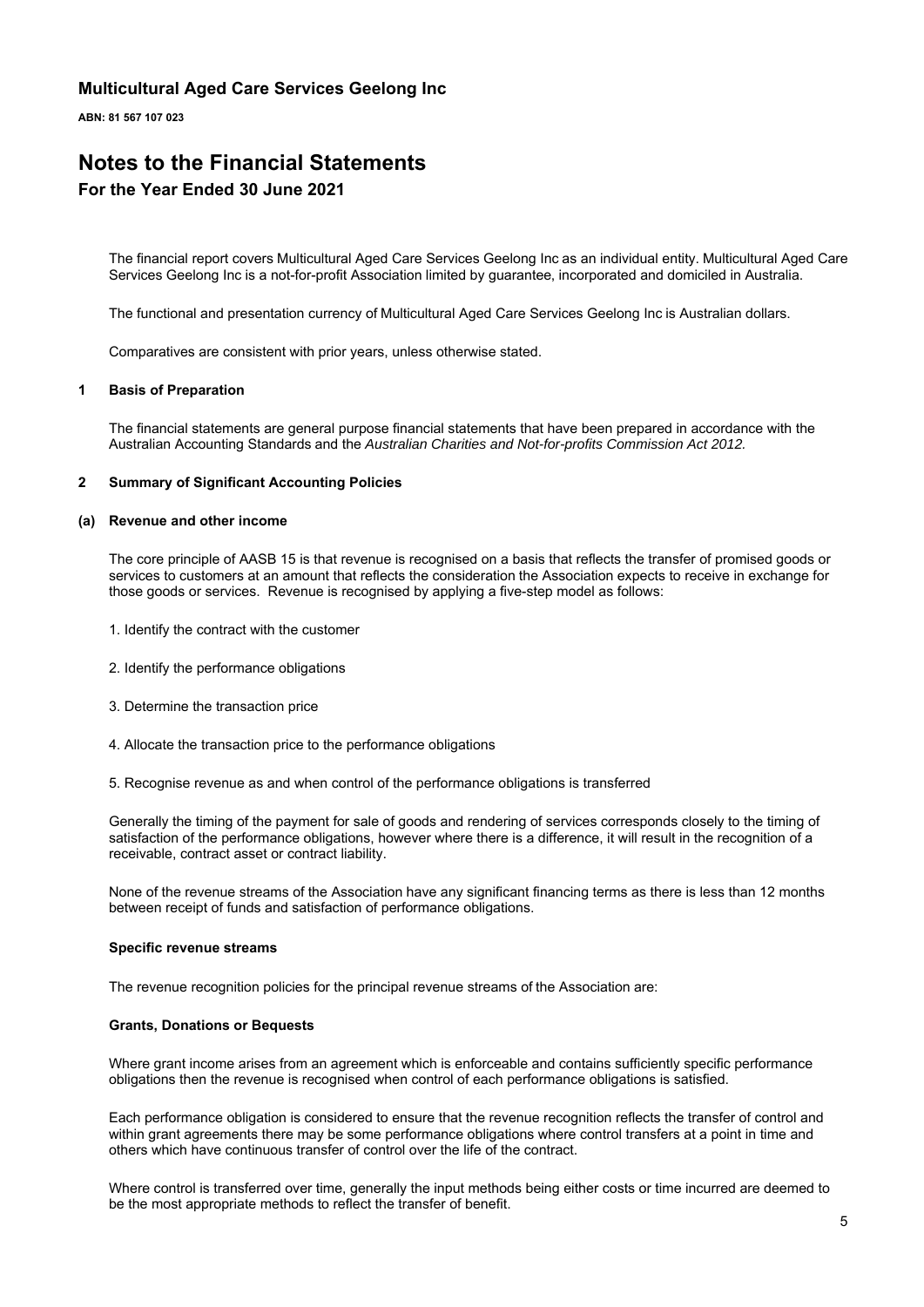# Multicultural Aged Care Services Geelong Inc

**ABN: 81 567 107 023**

# Notes to the Financial Statements

## For the Year Ended 30 June 2021

The financial report covers Multicultural Aged Care Services Geelong Inc as an individual entity. Multicultural Aged Care Services Geelong Inc is a not-for-profit Association limited by guarantee, incorporated and domiciled in Australia.

The functional and presentation currency of Multicultural Aged Care Services Geelong Inc is Australian dollars.

Comparatives are consistent with prior years, unless otherwise stated.

### 1 Basis of Preparation

The financial statements are general purpose financial statements that have been prepared in accordance with the Australian Accounting Standards and the *Australian Charities and Not-for-profits Commission Act 2012.*

### 2 Summary of Significant Accounting Policies

#### (a) Revenue and other income

The core principle of AASB 15 is that revenue is recognised on a basis that reflects the transfer of promised goods or services to customers at an amount that reflects the consideration the Association expects to receive in exchange for those goods or services. Revenue is recognised by applying a five-step model as follows:

1. Identify the contract with the customer

2. Identify the performance obligations

3. Determine the transaction price

4. Allocate the transaction price to the performance obligations

5. Recognise revenue as and when control of the performance obligations is transferred

Generally the timing of the payment for sale of goods and rendering of services corresponds closely to the timing of satisfaction of the performance obligations, however where there is a difference, it will result in the recognition of a receivable, contract asset or contract liability.

None of the revenue streams of the Association have any significant financing terms as there is less than 12 months between receipt of funds and satisfaction of performance obligations.

**Specific revenue streams**

The revenue recognition policies for the principal revenue streams of the Association are:

**Grants, Donations or Bequests**

Where grant income arises from an agreement which is enforceable and contains sufficiently specific performance obligations then the revenue is recognised when control of each performance obligations is satisfied.

Each performance obligation is considered to ensure that the revenue recognition reflects the transfer of control and within grant agreements there may be some performance obligations where control transfers at a point in time and others which have continuous transfer of control over the life of the contract.

Where control is transferred over time, generally the input methods being either costs or time incurred are deemed to be the most appropriate methods to reflect the transfer of benefit.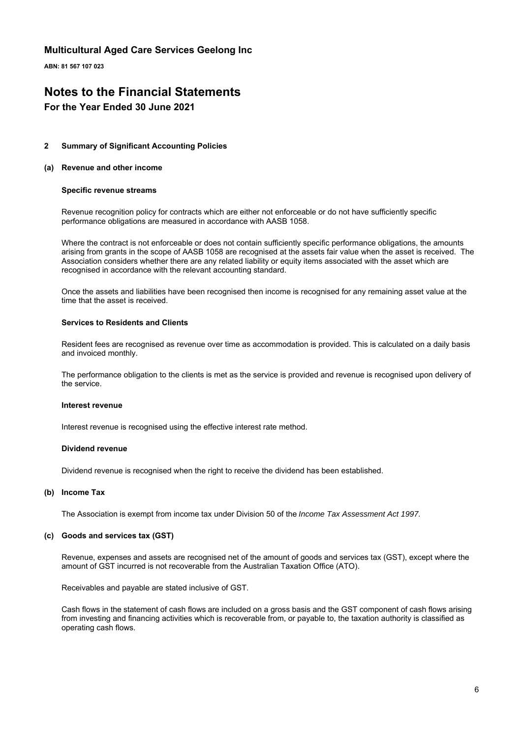**Multicultural Aged Care Services Geelong Inc**

**ABN: 81 567 107 023**

# Notes to the Financial Statements

## For the Year Ended 30 June 2021

### 2 Summary of Significant Accounting Policies

#### (a) Revenue and other income

**Specific revenue streams**

Revenue recognition policy for contracts which are either not enforceable or do not have sufficiently specific performance obligations are measured in accordance with AASB 1058.

Where the contract is not enforceable or does not contain sufficiently specific performance obligations, the amounts arising from grants in the scope of AASB 1058 are recognised at the assets fair value when the asset is received. The Association considers whether there are any related liability or equity items associated with the asset which are recognised in accordance with the relevant accounting standard.

Once the assets and liabilities have been recognised then income is recognised for any remaining asset value at the time that the asset is received.

**Services to Residents and Clients**

Resident fees are recognised as revenue over time as accommodation is provided. This is calculated on a daily basis and invoiced monthly.

The performance obligation to the clients is met as the service is provided and revenue is recognised upon delivery of the service.

**Interest revenue**

Interest revenue is recognised using the effective interest rate method.

**Dividend revenue**

Dividend revenue is recognised when the right to receive the dividend has been established.

#### (b) Income Tax

The Association is exempt from income tax under Division 50 of the *Income Tax Assessment Act 1997*.

#### (c) Goods and services tax (GST)

Revenue, expenses and assets are recognised net of the amount of goods and services tax (GST), except where the amount of GST incurred is not recoverable from the Australian Taxation Office (ATO).

Receivables and payable are stated inclusive of GST.

Cash flows in the statement of cash flows are included on a gross basis and the GST component of cash flows arising from investing and financing activities which is recoverable from, or payable to, the taxation authority is classified as operating cash flows.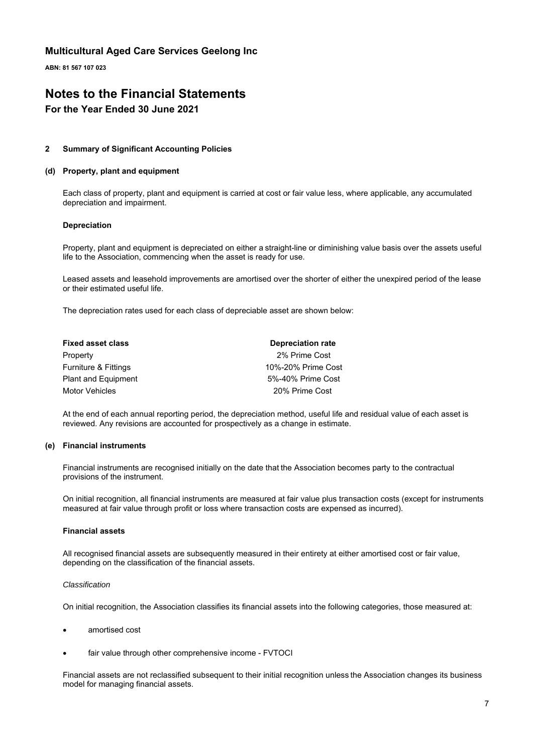# Multicultural Aged Care Services Geelong Inc

**ABN: 81 567 107 023**

# Notes to the Financial Statements

## For the Year Ended 30 June 2021

### 2 Summary of Significant Accounting Policies

#### (d) Property, plant and equipment

Each class of property, plant and equipment is carried at cost or fair value less, where applicable, any accumulated depreciation and impairment.

**Depreciation**

Property, plant and equipment is depreciated on either a straight-line or diminishing value basis over the assets useful life to the Association, commencing when the asset is ready for use.

Leased assets and leasehold improvements are amortised over the shorter of either the unexpired period of the lease or their estimated useful life.

The depreciation rates used for each class of depreciable asset are shown below:

| Fixed asset class | Depreciation rate |
|---|---|
| Property | 2% Prime Cost |
| Furniture & Fittings | 10%-20% Prime Cost |
| Plant and Equipment | 5%-40% Prime Cost |
| Motor Vehicles | 20% Prime Cost |

At the end of each annual reporting period, the depreciation method, useful life and residual value of each asset is reviewed. Any revisions are accounted for prospectively as a change in estimate.

#### (e) Financial instruments

Financial instruments are recognised initially on the date that the Association becomes party to the contractual provisions of the instrument.

On initial recognition, all financial instruments are measured at fair value plus transaction costs (except for instruments measured at fair value through profit or loss where transaction costs are expensed as incurred).

**Financial assets**

All recognised financial assets are subsequently measured in their entirety at either amortised cost or fair value, depending on the classification of the financial assets.

*Classification*

On initial recognition, the Association classifies its financial assets into the following categories, those measured at:

- amortised cost
- fair value through other comprehensive income - FVTOCI

Financial assets are not reclassified subsequent to their initial recognition unless the Association changes its business model for managing financial assets.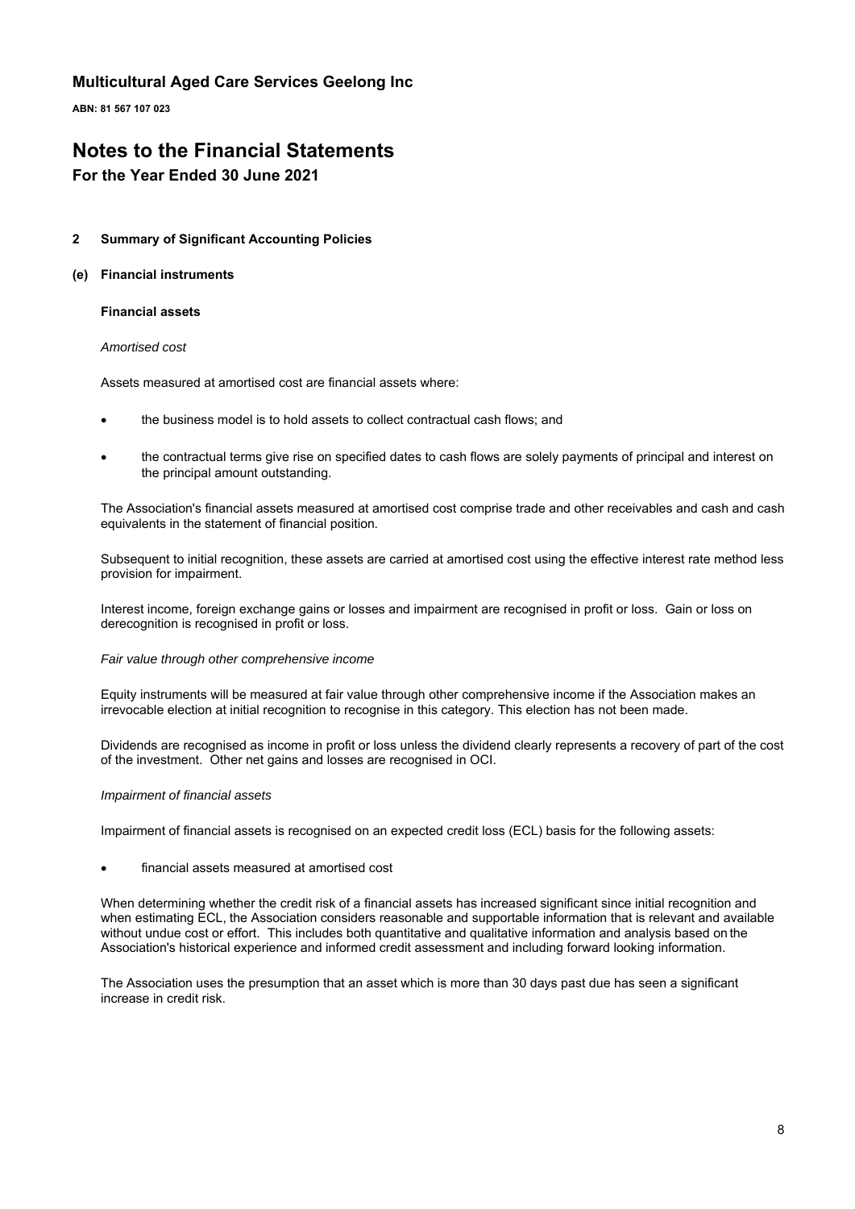# Multicultural Aged Care Services Geelong Inc

**ABN: 81 567 107 023**

# Notes to the Financial Statements

## For the Year Ended 30 June 2021

### 2 Summary of Significant Accounting Policies

#### (e) Financial instruments

**Financial assets**

*Amortised cost*

Assets measured at amortised cost are financial assets where:

- the business model is to hold assets to collect contractual cash flows; and
- the contractual terms give rise on specified dates to cash flows are solely payments of principal and interest on the principal amount outstanding.

The Association's financial assets measured at amortised cost comprise trade and other receivables and cash and cash equivalents in the statement of financial position.

Subsequent to initial recognition, these assets are carried at amortised cost using the effective interest rate method less provision for impairment.

Interest income, foreign exchange gains or losses and impairment are recognised in profit or loss. Gain or loss on derecognition is recognised in profit or loss.

*Fair value through other comprehensive income*

Equity instruments will be measured at fair value through other comprehensive income if the Association makes an irrevocable election at initial recognition to recognise in this category. This election has not been made.

Dividends are recognised as income in profit or loss unless the dividend clearly represents a recovery of part of the cost of the investment. Other net gains and losses are recognised in OCI.

*Impairment of financial assets*

Impairment of financial assets is recognised on an expected credit loss (ECL) basis for the following assets:

- financial assets measured at amortised cost

When determining whether the credit risk of a financial assets has increased significant since initial recognition and when estimating ECL, the Association considers reasonable and supportable information that is relevant and available without undue cost or effort. This includes both quantitative and qualitative information and analysis based on the Association's historical experience and informed credit assessment and including forward looking information.

The Association uses the presumption that an asset which is more than 30 days past due has seen a significant increase in credit risk.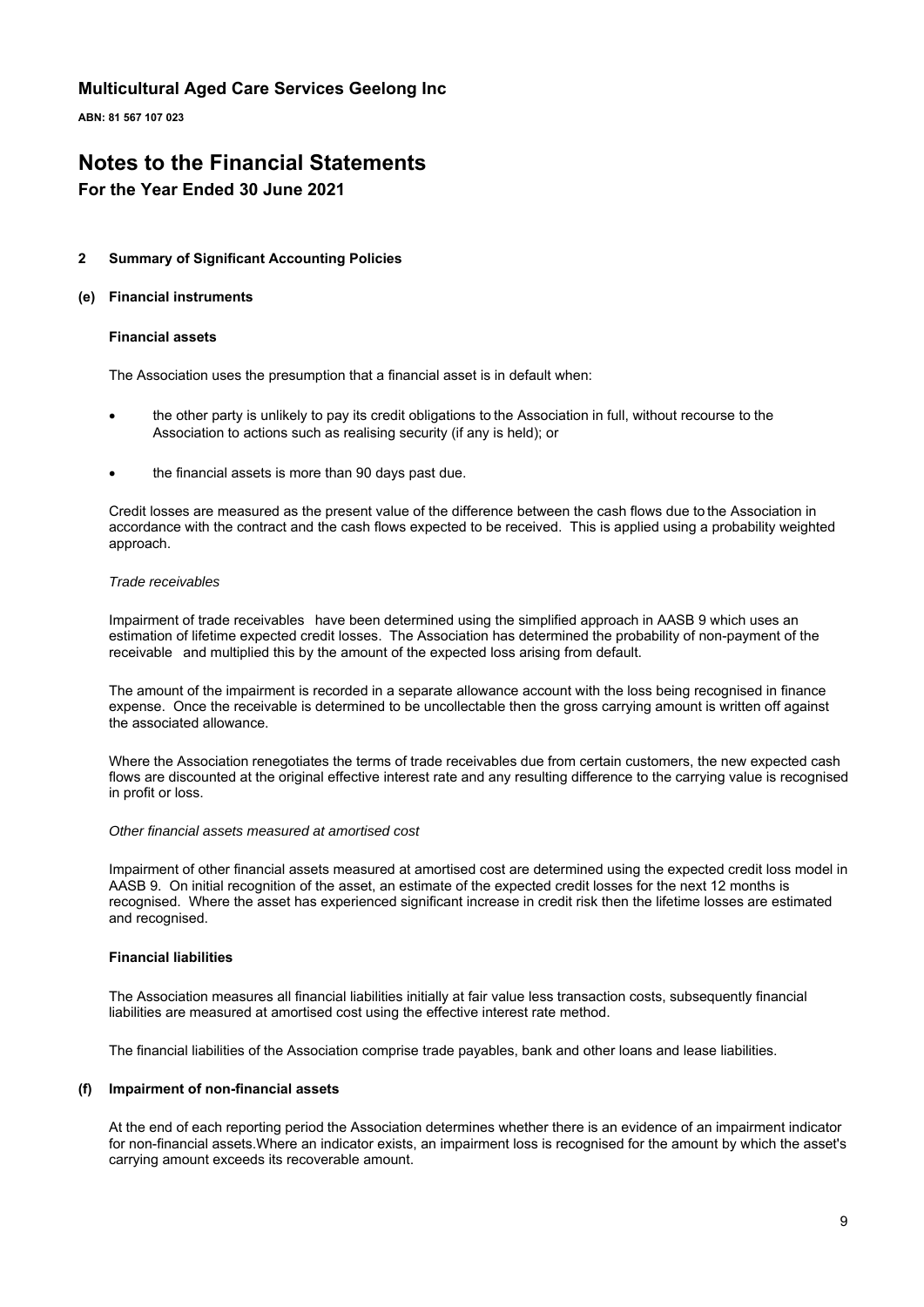# Multicultural Aged Care Services Geelong Inc

**ABN: 81 567 107 023**

# Notes to the Financial Statements

## For the Year Ended 30 June 2021

### 2 Summary of Significant Accounting Policies

#### (e) Financial instruments

**Financial assets**

The Association uses the presumption that a financial asset is in default when:

- the other party is unlikely to pay its credit obligations to the Association in full, without recourse to the Association to actions such as realising security (if any is held); or
- the financial assets is more than 90 days past due.

Credit losses are measured as the present value of the difference between the cash flows due to the Association in accordance with the contract and the cash flows expected to be received. This is applied using a probability weighted approach.

*Trade receivables*

Impairment of trade receivables have been determined using the simplified approach in AASB 9 which uses an estimation of lifetime expected credit losses. The Association has determined the probability of non-payment of the receivable and multiplied this by the amount of the expected loss arising from default.

The amount of the impairment is recorded in a separate allowance account with the loss being recognised in finance expense. Once the receivable is determined to be uncollectable then the gross carrying amount is written off against the associated allowance.

Where the Association renegotiates the terms of trade receivables due from certain customers, the new expected cash flows are discounted at the original effective interest rate and any resulting difference to the carrying value is recognised in profit or loss.

*Other financial assets measured at amortised cost*

Impairment of other financial assets measured at amortised cost are determined using the expected credit loss model in AASB 9. On initial recognition of the asset, an estimate of the expected credit losses for the next 12 months is recognised. Where the asset has experienced significant increase in credit risk then the lifetime losses are estimated and recognised.

**Financial liabilities**

The Association measures all financial liabilities initially at fair value less transaction costs, subsequently financial liabilities are measured at amortised cost using the effective interest rate method.

The financial liabilities of the Association comprise trade payables, bank and other loans and lease liabilities.

#### (f) Impairment of non-financial assets

At the end of each reporting period the Association determines whether there is an evidence of an impairment indicator for non-financial assets.Where an indicator exists, an impairment loss is recognised for the amount by which the asset's carrying amount exceeds its recoverable amount.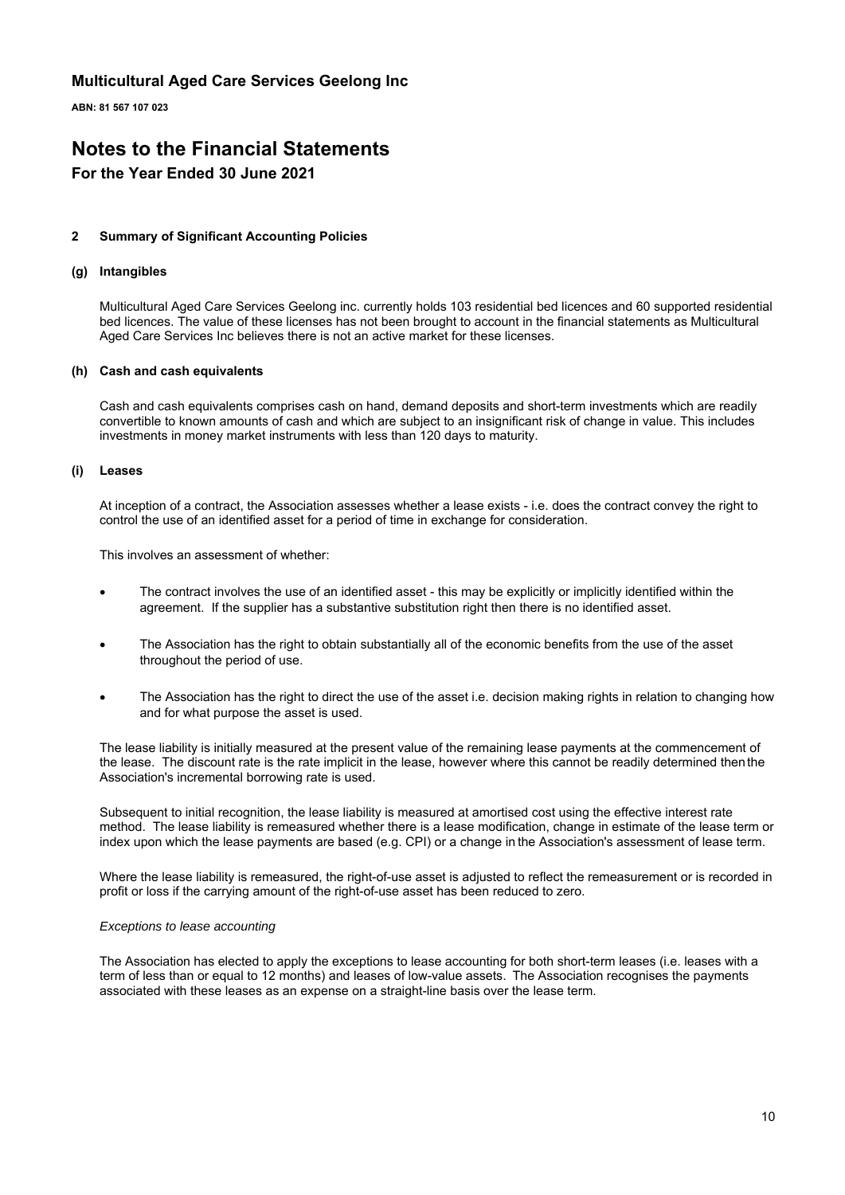**Multicultural Aged Care Services Geelong Inc**

**ABN: 81 567 107 023**

# Notes to the Financial Statements

## For the Year Ended 30 June 2021

### 2 Summary of Significant Accounting Policies

#### (g) Intangibles

Multicultural Aged Care Services Geelong inc. currently holds 103 residential bed licences and 60 supported residential bed licences. The value of these licenses has not been brought to account in the financial statements as Multicultural Aged Care Services Inc believes there is not an active market for these licenses.

#### (h) Cash and cash equivalents

Cash and cash equivalents comprises cash on hand, demand deposits and short-term investments which are readily convertible to known amounts of cash and which are subject to an insignificant risk of change in value. This includes investments in money market instruments with less than 120 days to maturity.

#### (i) Leases

At inception of a contract, the Association assesses whether a lease exists - i.e. does the contract convey the right to control the use of an identified asset for a period of time in exchange for consideration.

This involves an assessment of whether:

- The contract involves the use of an identified asset - this may be explicitly or implicitly identified within the agreement. If the supplier has a substantive substitution right then there is no identified asset.
- The Association has the right to obtain substantially all of the economic benefits from the use of the asset throughout the period of use.
- The Association has the right to direct the use of the asset i.e. decision making rights in relation to changing how and for what purpose the asset is used.

The lease liability is initially measured at the present value of the remaining lease payments at the commencement of the lease. The discount rate is the rate implicit in the lease, however where this cannot be readily determined then the Association's incremental borrowing rate is used.

Subsequent to initial recognition, the lease liability is measured at amortised cost using the effective interest rate method. The lease liability is remeasured whether there is a lease modification, change in estimate of the lease term or index upon which the lease payments are based (e.g. CPI) or a change in the Association's assessment of lease term.

Where the lease liability is remeasured, the right-of-use asset is adjusted to reflect the remeasurement or is recorded in profit or loss if the carrying amount of the right-of-use asset has been reduced to zero.

*Exceptions to lease accounting*

The Association has elected to apply the exceptions to lease accounting for both short-term leases (i.e. leases with a term of less than or equal to 12 months) and leases of low-value assets. The Association recognises the payments associated with these leases as an expense on a straight-line basis over the lease term.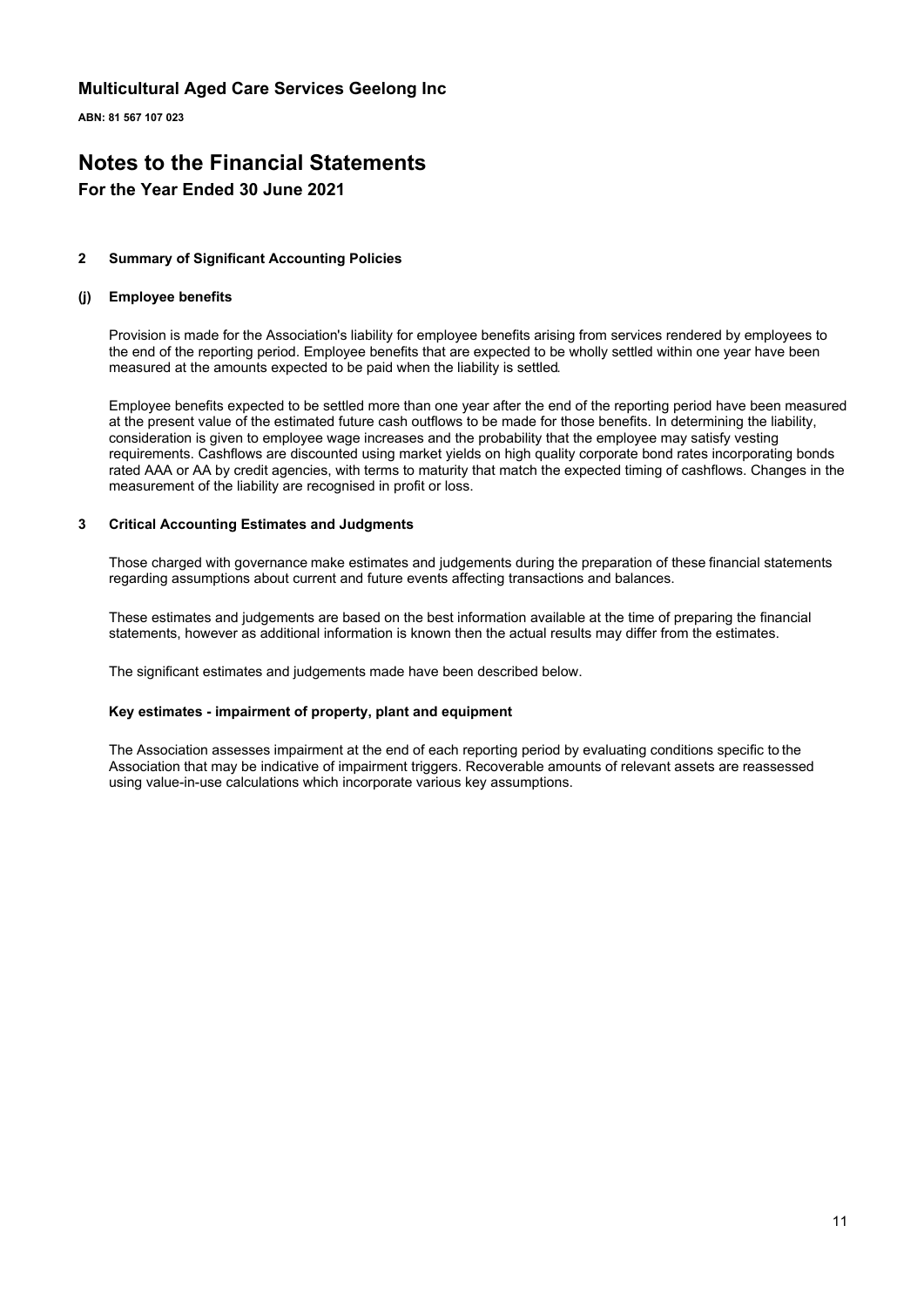# Multicultural Aged Care Services Geelong Inc

**ABN: 81 567 107 023**

# Notes to the Financial Statements

## For the Year Ended 30 June 2021

### 2 Summary of Significant Accounting Policies

#### (j) Employee benefits

Provision is made for the Association's liability for employee benefits arising from services rendered by employees to the end of the reporting period. Employee benefits that are expected to be wholly settled within one year have been measured at the amounts expected to be paid when the liability is settled.

Employee benefits expected to be settled more than one year after the end of the reporting period have been measured at the present value of the estimated future cash outflows to be made for those benefits. In determining the liability, consideration is given to employee wage increases and the probability that the employee may satisfy vesting requirements. Cashflows are discounted using market yields on high quality corporate bond rates incorporating bonds rated AAA or AA by credit agencies, with terms to maturity that match the expected timing of cashflows. Changes in the measurement of the liability are recognised in profit or loss.

### 3 Critical Accounting Estimates and Judgments

Those charged with governance make estimates and judgements during the preparation of these financial statements regarding assumptions about current and future events affecting transactions and balances.

These estimates and judgements are based on the best information available at the time of preparing the financial statements, however as additional information is known then the actual results may differ from the estimates.

The significant estimates and judgements made have been described below.

**Key estimates - impairment of property, plant and equipment**

The Association assesses impairment at the end of each reporting period by evaluating conditions specific to the Association that may be indicative of impairment triggers. Recoverable amounts of relevant assets are reassessed using value-in-use calculations which incorporate various key assumptions.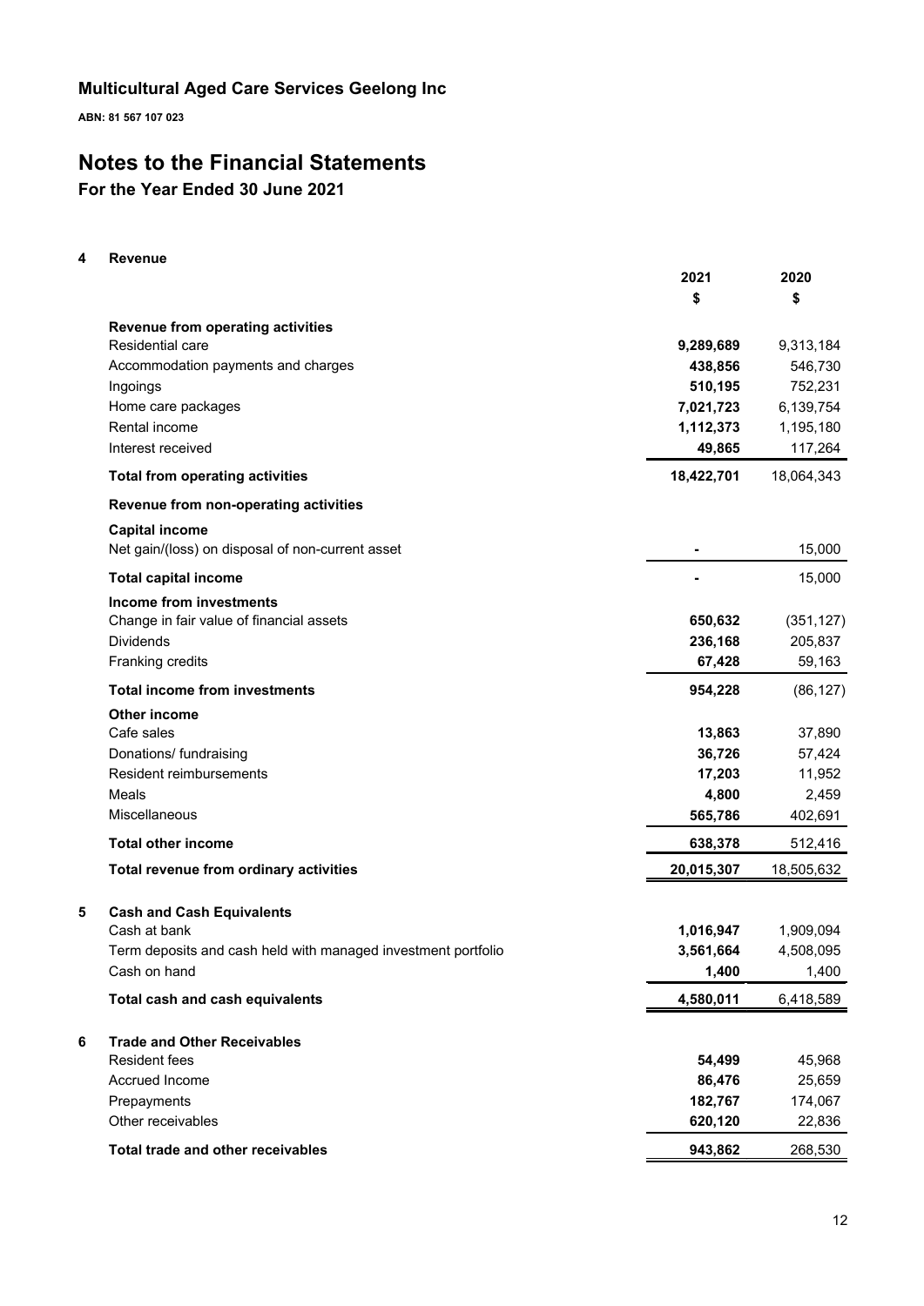# Multicultural Aged Care Services Geelong Inc

**ABN: 81 567 107 023**

# Notes to the Financial Statements

## For the Year Ended 30 June 2021

### 4 Revenue

| | 2021 | 2020 |
|---|---|---|
| | $ | $ |
| **Revenue from operating activities** | | |
| Residential care | **9,289,689** | 9,313,184 |
| Accommodation payments and charges | **438,856** | 546,730 |
| Ingoings | **510,195** | 752,231 |
| Home care packages | **7,021,723** | 6,139,754 |
| Rental income | **1,112,373** | 1,195,180 |
| Interest received | **49,865** | 117,264 |
| **Total from operating activities** | **18,422,701** | 18,064,343 |
| **Revenue from non-operating activities** | | |
| **Capital income** | | |
| Net gain/(loss) on disposal of non-current asset | **-** | 15,000 |
| **Total capital income** | **-** | 15,000 |
| **Income from investments** | | |
| Change in fair value of financial assets | **650,632** | (351,127) |
| Dividends | **236,168** | 205,837 |
| Franking credits | **67,428** | 59,163 |
| **Total income from investments** | **954,228** | (86,127) |
| **Other income** | | |
| Cafe sales | **13,863** | 37,890 |
| Donations/ fundraising | **36,726** | 57,424 |
| Resident reimbursements | **17,203** | 11,952 |
| Meals | **4,800** | 2,459 |
| Miscellaneous | **565,786** | 402,691 |
| **Total other income** | **638,378** | 512,416 |
| **Total revenue from ordinary activities** | **20,015,307** | 18,505,632 |

### 5 Cash and Cash Equivalents

| | 2021 | 2020 |
|---|---|---|
| Cash at bank | **1,016,947** | 1,909,094 |
| Term deposits and cash held with managed investment portfolio | **3,561,664** | 4,508,095 |
| Cash on hand | **1,400** | 1,400 |
| **Total cash and cash equivalents** | **4,580,011** | 6,418,589 |

### 6 Trade and Other Receivables

| | 2021 | 2020 |
|---|---|---|
| Resident fees | **54,499** | 45,968 |
| Accrued Income | **86,476** | 25,659 |
| Prepayments | **182,767** | 174,067 |
| Other receivables | **620,120** | 22,836 |
| **Total trade and other receivables** | **943,862** | 268,530 |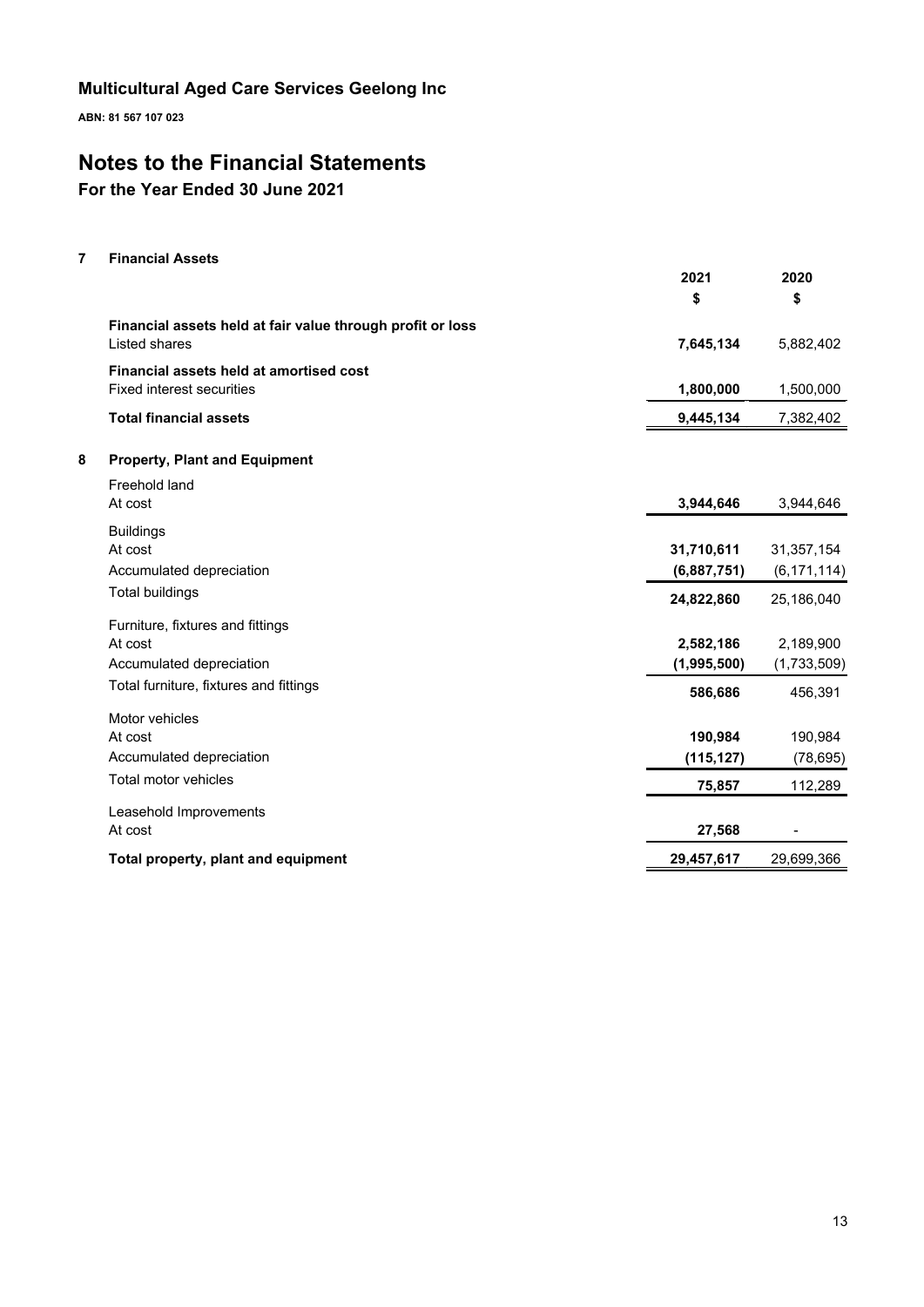# Multicultural Aged Care Services Geelong Inc

**ABN: 81 567 107 023**

# Notes to the Financial Statements

## For the Year Ended 30 June 2021

### 7 Financial Assets

| | 2021 | 2020 |
|---|---|---|
| | $ | $ |
| **Financial assets held at fair value through profit or loss** | | |
| Listed shares | **7,645,134** | 5,882,402 |
| **Financial assets held at amortised cost** | | |
| Fixed interest securities | **1,800,000** | 1,500,000 |
| **Total financial assets** | **9,445,134** | 7,382,402 |

### 8 Property, Plant and Equipment

| | 2021 | 2020 |
|---|---|---|
| Freehold land | | |
| At cost | **3,944,646** | 3,944,646 |
| Buildings | | |
| At cost | **31,710,611** | 31,357,154 |
| Accumulated depreciation | **(6,887,751)** | (6,171,114) |
| Total buildings | **24,822,860** | 25,186,040 |
| Furniture, fixtures and fittings | | |
| At cost | **2,582,186** | 2,189,900 |
| Accumulated depreciation | **(1,995,500)** | (1,733,509) |
| Total furniture, fixtures and fittings | **586,686** | 456,391 |
| Motor vehicles | | |
| At cost | **190,984** | 190,984 |
| Accumulated depreciation | **(115,127)** | (78,695) |
| Total motor vehicles | **75,857** | 112,289 |
| Leasehold Improvements | | |
| At cost | **27,568** | - |
| **Total property, plant and equipment** | **29,457,617** | 29,699,366 |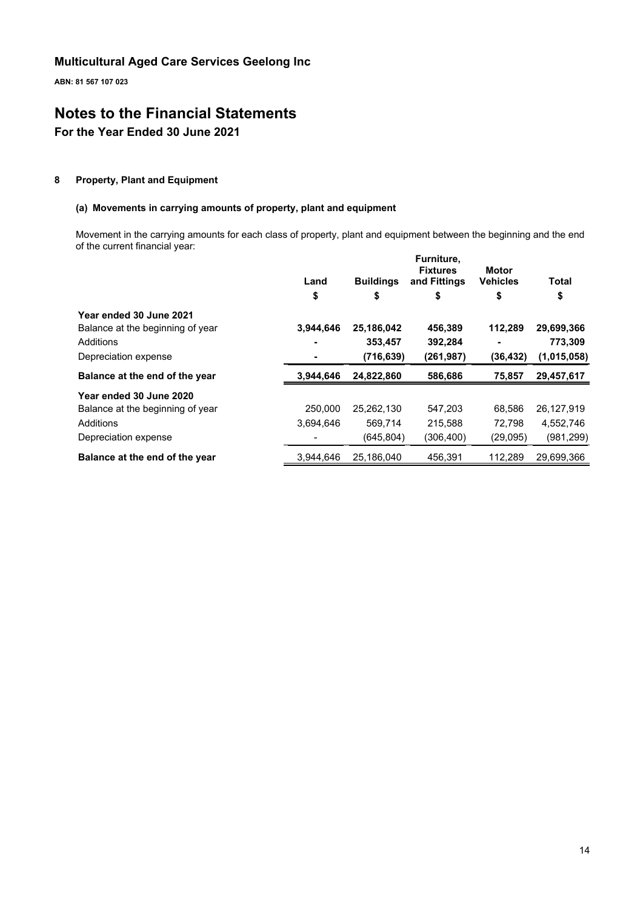# Multicultural Aged Care Services Geelong Inc

**ABN: 81 567 107 023**

# Notes to the Financial Statements

## For the Year Ended 30 June 2021

### 8 Property, Plant and Equipment

#### (a) Movements in carrying amounts of property, plant and equipment

Movement in the carrying amounts for each class of property, plant and equipment between the beginning and the end of the current financial year:

| | Land | Buildings | Furniture, Fixtures and Fittings | Motor Vehicles | Total |
|---|---|---|---|---|---|
| | $ | $ | $ | $ | $ |
| **Year ended 30 June 2021** | | | | | |
| Balance at the beginning of year | **3,944,646** | **25,186,042** | **456,389** | **112,289** | **29,699,366** |
| Additions | **-** | **353,457** | **392,284** | **-** | **773,309** |
| Depreciation expense | **-** | **(716,639)** | **(261,987)** | **(36,432)** | **(1,015,058)** |
| **Balance at the end of the year** | **3,944,646** | **24,822,860** | **586,686** | **75,857** | **29,457,617** |
| **Year ended 30 June 2020** | | | | | |
| Balance at the beginning of year | 250,000 | 25,262,130 | 547,203 | 68,586 | 26,127,919 |
| Additions | 3,694,646 | 569,714 | 215,588 | 72,798 | 4,552,746 |
| Depreciation expense | - | (645,804) | (306,400) | (29,095) | (981,299) |
| **Balance at the end of the year** | 3,944,646 | 25,186,040 | 456,391 | 112,289 | 29,699,366 |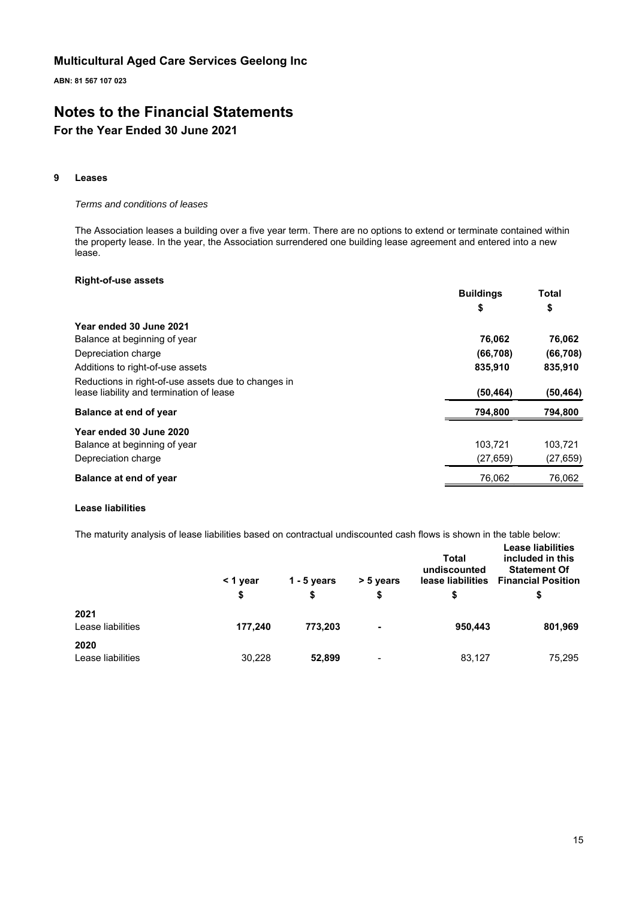# Multicultural Aged Care Services Geelong Inc

**ABN: 81 567 107 023**

# Notes to the Financial Statements

## For the Year Ended 30 June 2021

### 9 Leases

*Terms and conditions of leases*

The Association leases a building over a five year term. There are no options to extend or terminate contained within the property lease. In the year, the Association surrendered one building lease agreement and entered into a new lease.

**Right-of-use assets**

| | Buildings | Total |
|---|---|---|
| | $ | $ |
| **Year ended 30 June 2021** | | |
| Balance at beginning of year | **76,062** | **76,062** |
| Depreciation charge | **(66,708)** | **(66,708)** |
| Additions to right-of-use assets | **835,910** | **835,910** |
| Reductions in right-of-use assets due to changes in lease liability and termination of lease | **(50,464)** | **(50,464)** |
| **Balance at end of year** | **794,800** | **794,800** |
| **Year ended 30 June 2020** | | |
| Balance at beginning of year | 103,721 | 103,721 |
| Depreciation charge | (27,659) | (27,659) |
| **Balance at end of year** | 76,062 | 76,062 |

**Lease liabilities**

The maturity analysis of lease liabilities based on contractual undiscounted cash flows is shown in the table below:

| | < 1 year | 1 - 5 years | > 5 years | Total undiscounted lease liabilities | Lease liabilities included in this Statement Of Financial Position |
|---|---|---|---|---|---|
| | $ | $ | $ | $ | $ |
| **2021** | | | | | |
| Lease liabilities | **177,240** | **773,203** | **-** | **950,443** | **801,969** |
| **2020** | | | | | |
| Lease liabilities | 30,228 | **52,899** | - | 83,127 | 75,295 |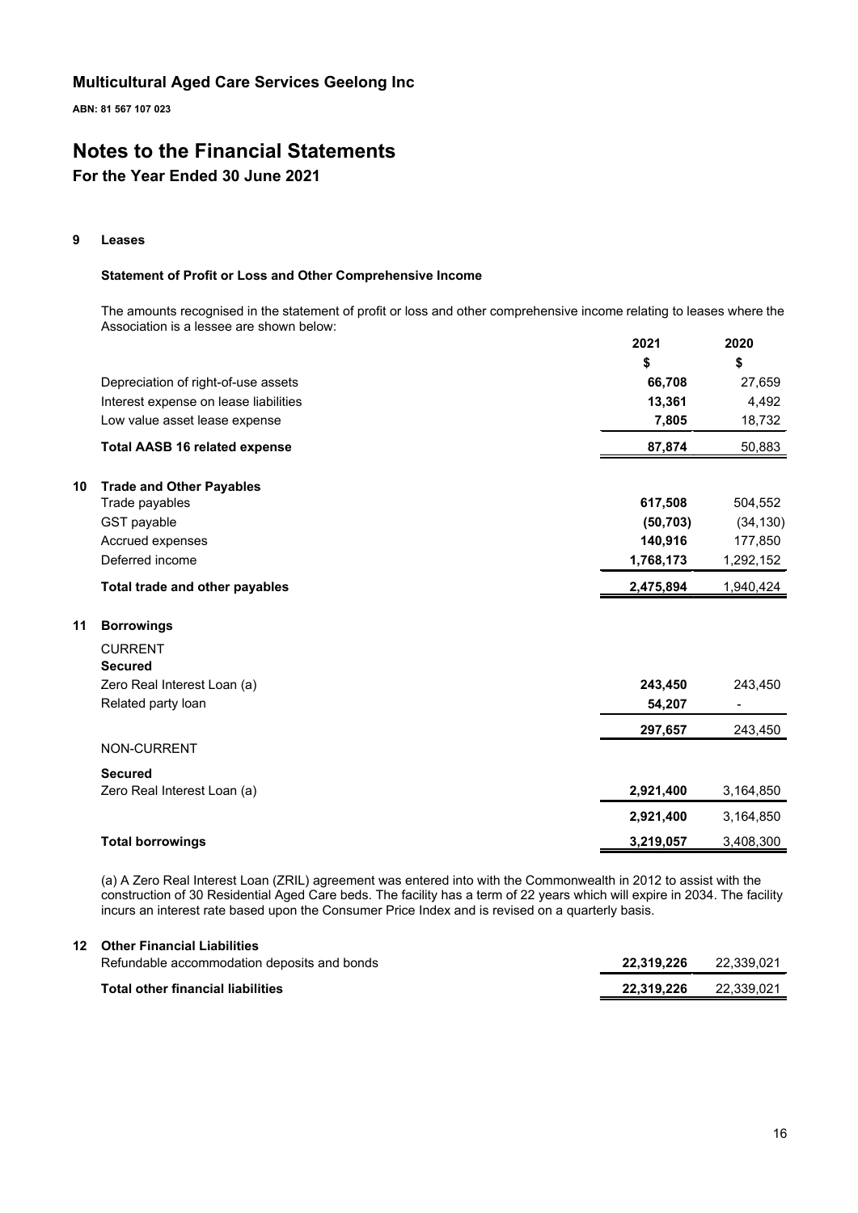# Multicultural Aged Care Services Geelong Inc

**ABN: 81 567 107 023**

# Notes to the Financial Statements

## For the Year Ended 30 June 2021

### 9 Leases

#### Statement of Profit or Loss and Other Comprehensive Income

The amounts recognised in the statement of profit or loss and other comprehensive income relating to leases where the Association is a lessee are shown below:

| | 2021 | 2020 |
|---|---|---|
| | $ | $ |
| Depreciation of right-of-use assets | **66,708** | 27,659 |
| Interest expense on lease liabilities | **13,361** | 4,492 |
| Low value asset lease expense | **7,805** | 18,732 |
| **Total AASB 16 related expense** | **87,874** | 50,883 |

### 10 Trade and Other Payables

| | 2021 | 2020 |
|---|---|---|
| Trade payables | **617,508** | 504,552 |
| GST payable | **(50,703)** | (34,130) |
| Accrued expenses | **140,916** | 177,850 |
| Deferred income | **1,768,173** | 1,292,152 |
| **Total trade and other payables** | **2,475,894** | 1,940,424 |

### 11 Borrowings

| | 2021 | 2020 |
|---|---|---|
| CURRENT | | |
| **Secured** | | |
| Zero Real Interest Loan (a) | **243,450** | 243,450 |
| Related party loan | **54,207** | - |
| | **297,657** | 243,450 |
| NON-CURRENT | | |
| **Secured** | | |
| Zero Real Interest Loan (a) | **2,921,400** | 3,164,850 |
| | **2,921,400** | 3,164,850 |
| **Total borrowings** | **3,219,057** | 3,408,300 |

(a) A Zero Real Interest Loan (ZRIL) agreement was entered into with the Commonwealth in 2012 to assist with the construction of 30 Residential Aged Care beds. The facility has a term of 22 years which will expire in 2034. The facility incurs an interest rate based upon the Consumer Price Index and is revised on a quarterly basis.

### 12 Other Financial Liabilities

| | 2021 | 2020 |
|---|---|---|
| Refundable accommodation deposits and bonds | **22,319,226** | 22,339,021 |
| **Total other financial liabilities** | **22,319,226** | 22,339,021 |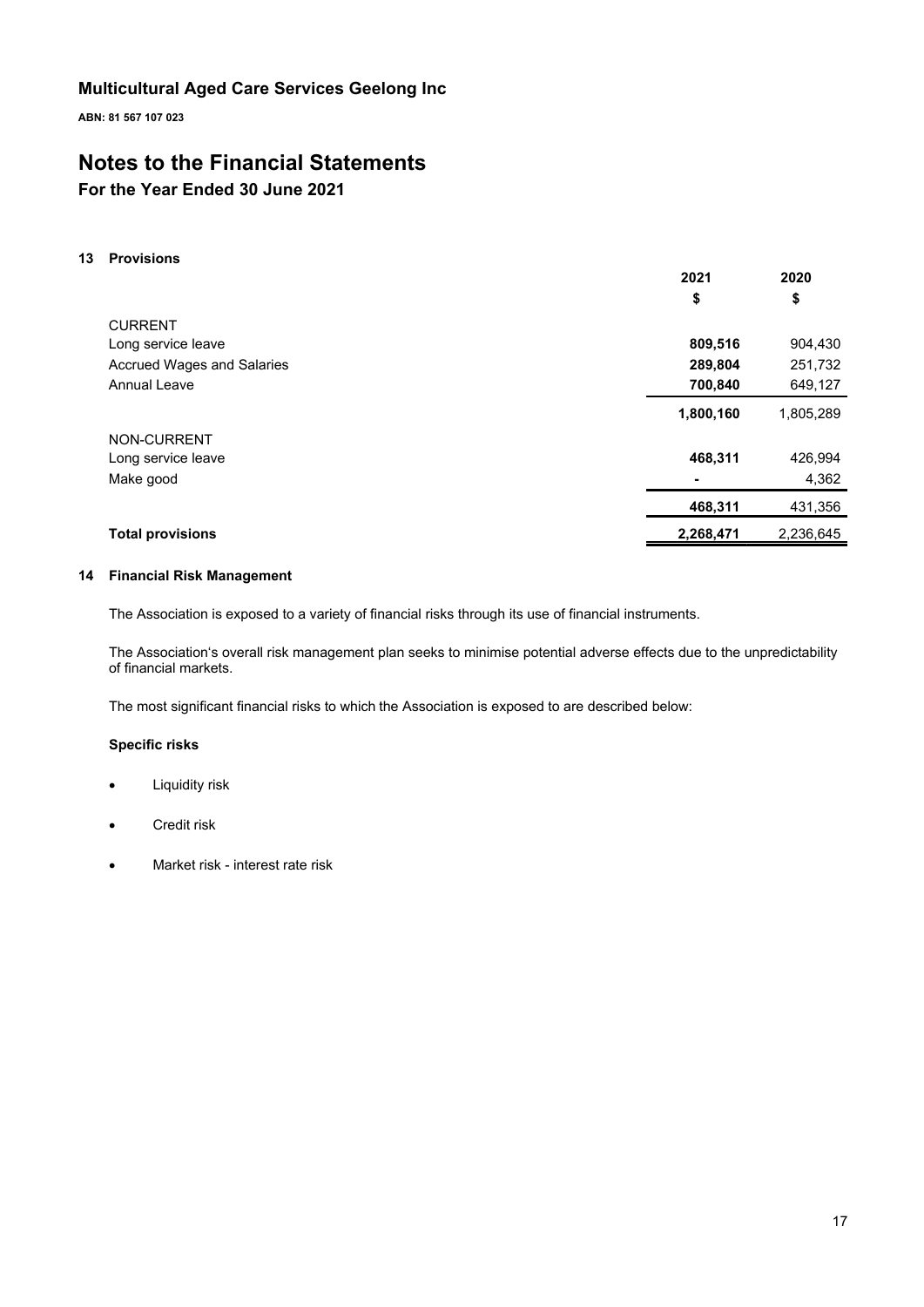# Multicultural Aged Care Services Geelong Inc

**ABN: 81 567 107 023**

# Notes to the Financial Statements

## For the Year Ended 30 June 2021

### 13 Provisions

| | 2021 | 2020 |
|---|---|---|
| | $ | $ |
| CURRENT | | |
| Long service leave | **809,516** | 904,430 |
| Accrued Wages and Salaries | **289,804** | 251,732 |
| Annual Leave | **700,840** | 649,127 |
| | **1,800,160** | 1,805,289 |
| NON-CURRENT | | |
| Long service leave | **468,311** | 426,994 |
| Make good | **-** | 4,362 |
| | **468,311** | 431,356 |
| **Total provisions** | **2,268,471** | 2,236,645 |

### 14 Financial Risk Management

The Association is exposed to a variety of financial risks through its use of financial instruments.

The Association's overall risk management plan seeks to minimise potential adverse effects due to the unpredictability of financial markets.

The most significant financial risks to which the Association is exposed to are described below:

**Specific risks**

- Liquidity risk
- Credit risk
- Market risk - interest rate risk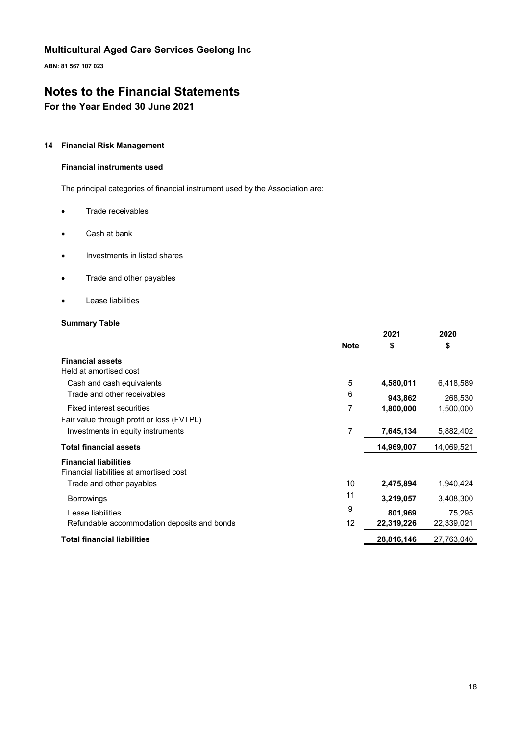# Multicultural Aged Care Services Geelong Inc

**ABN: 81 567 107 023**

# Notes to the Financial Statements

## For the Year Ended 30 June 2021

### 14 Financial Risk Management

#### Financial instruments used

The principal categories of financial instrument used by the Association are:

- Trade receivables
- Cash at bank
- Investments in listed shares
- Trade and other payables
- Lease liabilities

#### Summary Table

| | Note | 2021<br>$ | 2020<br>$ |
|---|---|---|---|
| **Financial assets** | | | |
| Held at amortised cost | | | |
| Cash and cash equivalents | 5 | **4,580,011** | 6,418,589 |
| Trade and other receivables | 6 | **943,862** | 268,530 |
| Fixed interest securities | 7 | **1,800,000** | 1,500,000 |
| Fair value through profit or loss (FVTPL) | | | |
| Investments in equity instruments | 7 | **7,645,134** | 5,882,402 |
| **Total financial assets** | | **14,969,007** | 14,069,521 |
| **Financial liabilities** | | | |
| Financial liabilities at amortised cost | | | |
| Trade and other payables | 10 | **2,475,894** | 1,940,424 |
| Borrowings | 11 | **3,219,057** | 3,408,300 |
| Lease liabilities | 9 | **801,969** | 75,295 |
| Refundable accommodation deposits and bonds | 12 | **22,319,226** | 22,339,021 |
| **Total financial liabilities** | | **28,816,146** | 27,763,040 |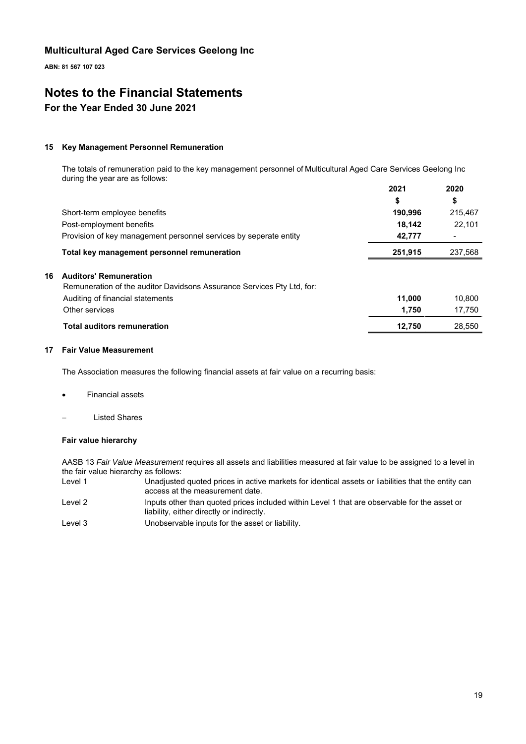# Multicultural Aged Care Services Geelong Inc

**ABN: 81 567 107 023**

# Notes to the Financial Statements

## For the Year Ended 30 June 2021

### 15 Key Management Personnel Remuneration

The totals of remuneration paid to the key management personnel of Multicultural Aged Care Services Geelong Inc during the year are as follows:

| | 2021 | 2020 |
|---|---|---|
| | $ | $ |
| Short-term employee benefits | **190,996** | 215,467 |
| Post-employment benefits | **18,142** | 22,101 |
| Provision of key management personnel services by seperate entity | **42,777** | - |
| **Total key management personnel remuneration** | **251,915** | 237,568 |

### 16 Auditors' Remuneration

Remuneration of the auditor Davidsons Assurance Services Pty Ltd, for:

| | 2021 | 2020 |
|---|---|---|
| Auditing of financial statements | **11,000** | 10,800 |
| Other services | **1,750** | 17,750 |
| **Total auditors remuneration** | **12,750** | 28,550 |

### 17 Fair Value Measurement

The Association measures the following financial assets at fair value on a recurring basis:

- Financial assets
  - Listed Shares

#### Fair value hierarchy

AASB 13 *Fair Value Measurement* requires all assets and liabilities measured at fair value to be assigned to a level in the fair value hierarchy as follows:

| | |
|---|---|
| Level 1 | Unadjusted quoted prices in active markets for identical assets or liabilities that the entity can access at the measurement date. |
| Level 2 | Inputs other than quoted prices included within Level 1 that are observable for the asset or liability, either directly or indirectly. |
| Level 3 | Unobservable inputs for the asset or liability. |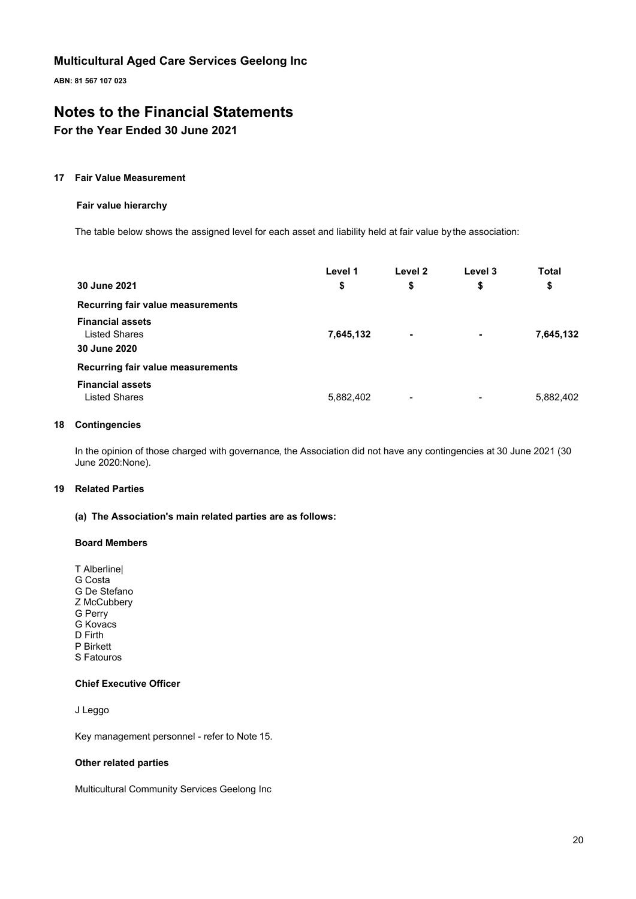## Multicultural Aged Care Services Geelong Inc

**ABN: 81 567 107 023**

# Notes to the Financial Statements

## For the Year Ended 30 June 2021

### 17 Fair Value Measurement

#### Fair value hierarchy

The table below shows the assigned level for each asset and liability held at fair value by the association:

| 30 June 2021 | Level 1<br>$ | Level 2<br>$ | Level 3<br>$ | Total<br>$ |
|---|---|---|---|---|
| **Recurring fair value measurements** | | | | |
| **Financial assets** | | | | |
| Listed Shares | **7,645,132** | **-** | **-** | **7,645,132** |
| **30 June 2020** | | | | |
| **Recurring fair value measurements** | | | | |
| **Financial assets** | | | | |
| Listed Shares | 5,882,402 | - | - | 5,882,402 |

### 18 Contingencies

In the opinion of those charged with governance, the Association did not have any contingencies at 30 June 2021 (30 June 2020:None).

### 19 Related Parties

#### (a) The Association's main related parties are as follows:

**Board Members**

T Alberline|
G Costa
G De Stefano
Z McCubbery
G Perry
G Kovacs
D Firth
P Birkett
S Fatouros

**Chief Executive Officer**

J Leggo

Key management personnel - refer to Note 15.

**Other related parties**

Multicultural Community Services Geelong Inc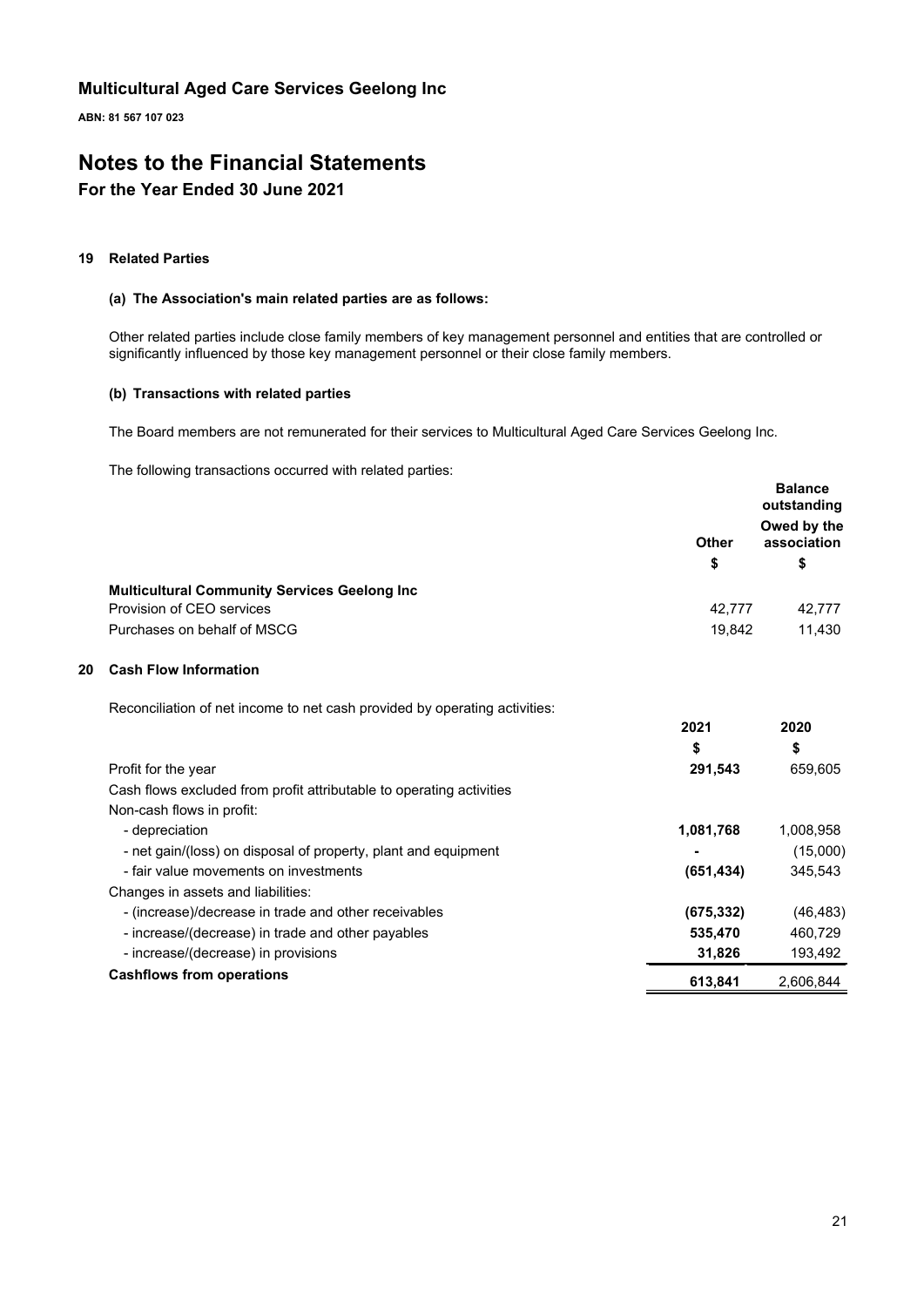# Multicultural Aged Care Services Geelong Inc

**ABN: 81 567 107 023**

# Notes to the Financial Statements

## For the Year Ended 30 June 2021

### 19 Related Parties

#### (a) The Association's main related parties are as follows:

Other related parties include close family members of key management personnel and entities that are controlled or significantly influenced by those key management personnel or their close family members.

#### (b) Transactions with related parties

The Board members are not remunerated for their services to Multicultural Aged Care Services Geelong Inc.

The following transactions occurred with related parties:

| | Other | Balance outstanding Owed by the association |
|---|---|---|
| | $ | $ |
| **Multicultural Community Services Geelong Inc** | | |
| Provision of CEO services | 42,777 | 42,777 |
| Purchases on behalf of MSCG | 19,842 | 11,430 |

### 20 Cash Flow Information

Reconciliation of net income to net cash provided by operating activities:

| | 2021 | 2020 |
|---|---|---|
| | $ | $ |
| Profit for the year | **291,543** | 659,605 |
| Cash flows excluded from profit attributable to operating activities | | |
| Non-cash flows in profit: | | |
| - depreciation | **1,081,768** | 1,008,958 |
| - net gain/(loss) on disposal of property, plant and equipment | **-** | (15,000) |
| - fair value movements on investments | **(651,434)** | 345,543 |
| Changes in assets and liabilities: | | |
| - (increase)/decrease in trade and other receivables | **(675,332)** | (46,483) |
| - increase/(decrease) in trade and other payables | **535,470** | 460,729 |
| - increase/(decrease) in provisions | **31,826** | 193,492 |
| **Cashflows from operations** | **613,841** | 2,606,844 |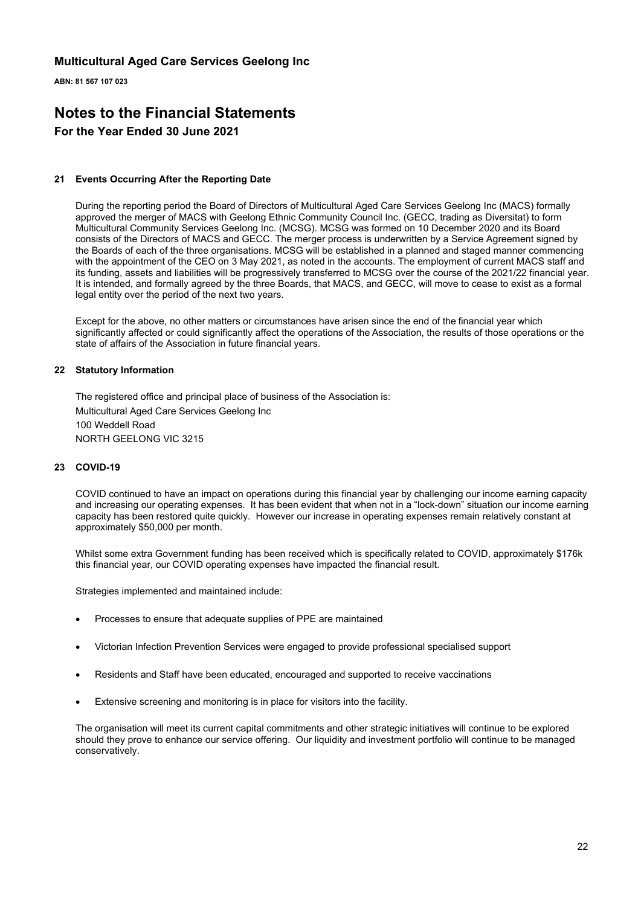# Multicultural Aged Care Services Geelong Inc

**ABN: 81 567 107 023**

# Notes to the Financial Statements

## For the Year Ended 30 June 2021

### 21 Events Occurring After the Reporting Date

During the reporting period the Board of Directors of Multicultural Aged Care Services Geelong Inc (MACS) formally approved the merger of MACS with Geelong Ethnic Community Council Inc. (GECC, trading as Diversitat) to form Multicultural Community Services Geelong Inc. (MCSG). MCSG was formed on 10 December 2020 and its Board consists of the Directors of MACS and GECC. The merger process is underwritten by a Service Agreement signed by the Boards of each of the three organisations. MCSG will be established in a planned and staged manner commencing with the appointment of the CEO on 3 May 2021, as noted in the accounts. The employment of current MACS staff and its funding, assets and liabilities will be progressively transferred to MCSG over the course of the 2021/22 financial year. It is intended, and formally agreed by the three Boards, that MACS, and GECC, will move to cease to exist as a formal legal entity over the period of the next two years.

Except for the above, no other matters or circumstances have arisen since the end of the financial year which significantly affected or could significantly affect the operations of the Association, the results of those operations or the state of affairs of the Association in future financial years.

### 22 Statutory Information

The registered office and principal place of business of the Association is:

Multicultural Aged Care Services Geelong Inc
100 Weddell Road
NORTH GEELONG VIC 3215

### 23 COVID-19

COVID continued to have an impact on operations during this financial year by challenging our income earning capacity and increasing our operating expenses. It has been evident that when not in a "lock-down" situation our income earning capacity has been restored quite quickly. However our increase in operating expenses remain relatively constant at approximately $50,000 per month.

Whilst some extra Government funding has been received which is specifically related to COVID, approximately $176k this financial year, our COVID operating expenses have impacted the financial result.

Strategies implemented and maintained include:

- Processes to ensure that adequate supplies of PPE are maintained
- Victorian Infection Prevention Services were engaged to provide professional specialised support
- Residents and Staff have been educated, encouraged and supported to receive vaccinations
- Extensive screening and monitoring is in place for visitors into the facility.

The organisation will meet its current capital commitments and other strategic initiatives will continue to be explored should they prove to enhance our service offering. Our liquidity and investment portfolio will continue to be managed conservatively.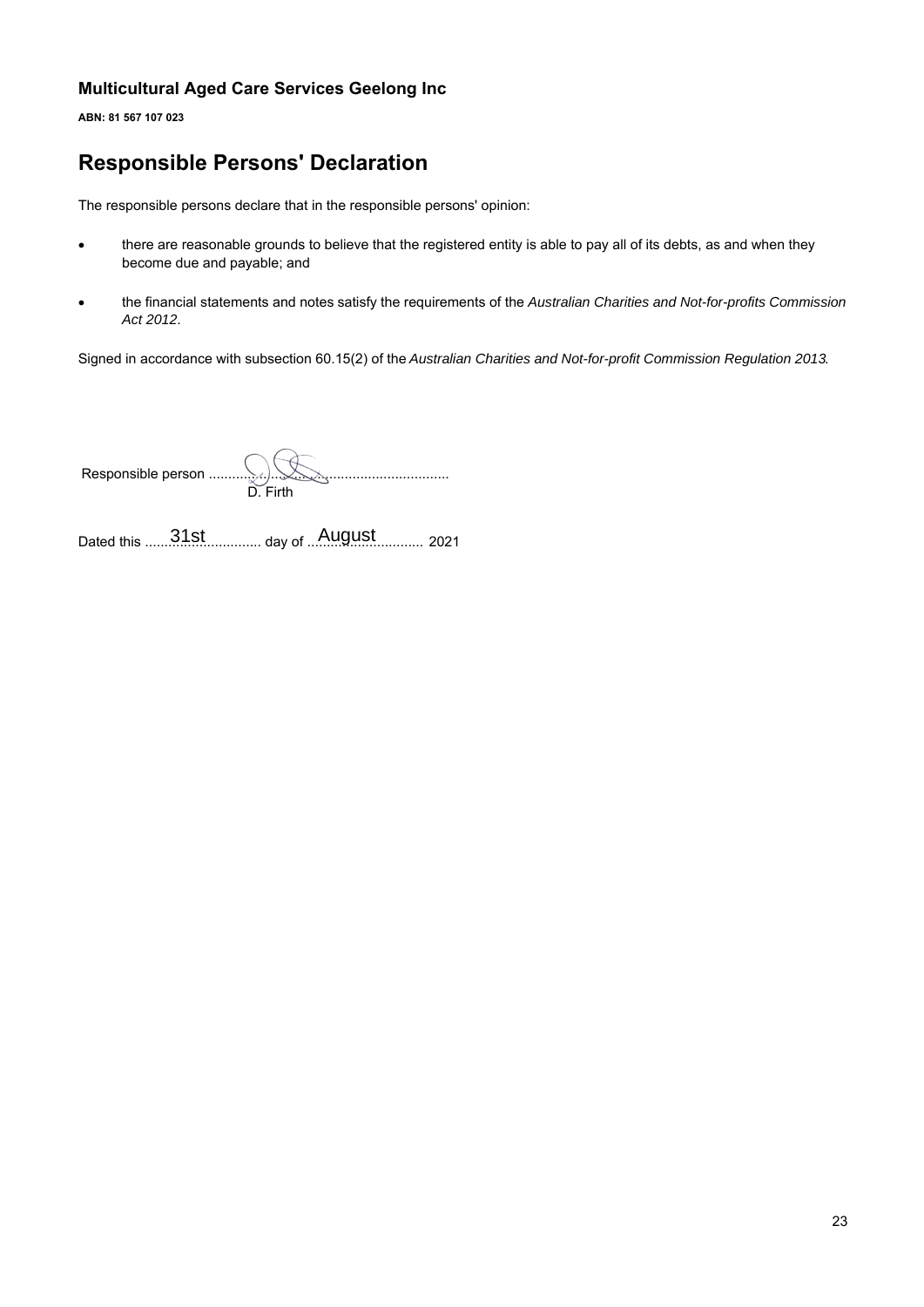**Multicultural Aged Care Services Geelong Inc**

**ABN: 81 567 107 023**

# Responsible Persons' Declaration

The responsible persons declare that in the responsible persons' opinion:

- there are reasonable grounds to believe that the registered entity is able to pay all of its debts, as and when they become due and payable; and
- the financial statements and notes satisfy the requirements of the *Australian Charities and Not-for-profits Commission Act 2012*.

Signed in accordance with subsection 60.15(2) of the *Australian Charities and Not-for-profit Commission Regulation 2013*.

Responsible person ...............................................................
D. Firth

Dated this 31st day of August 2021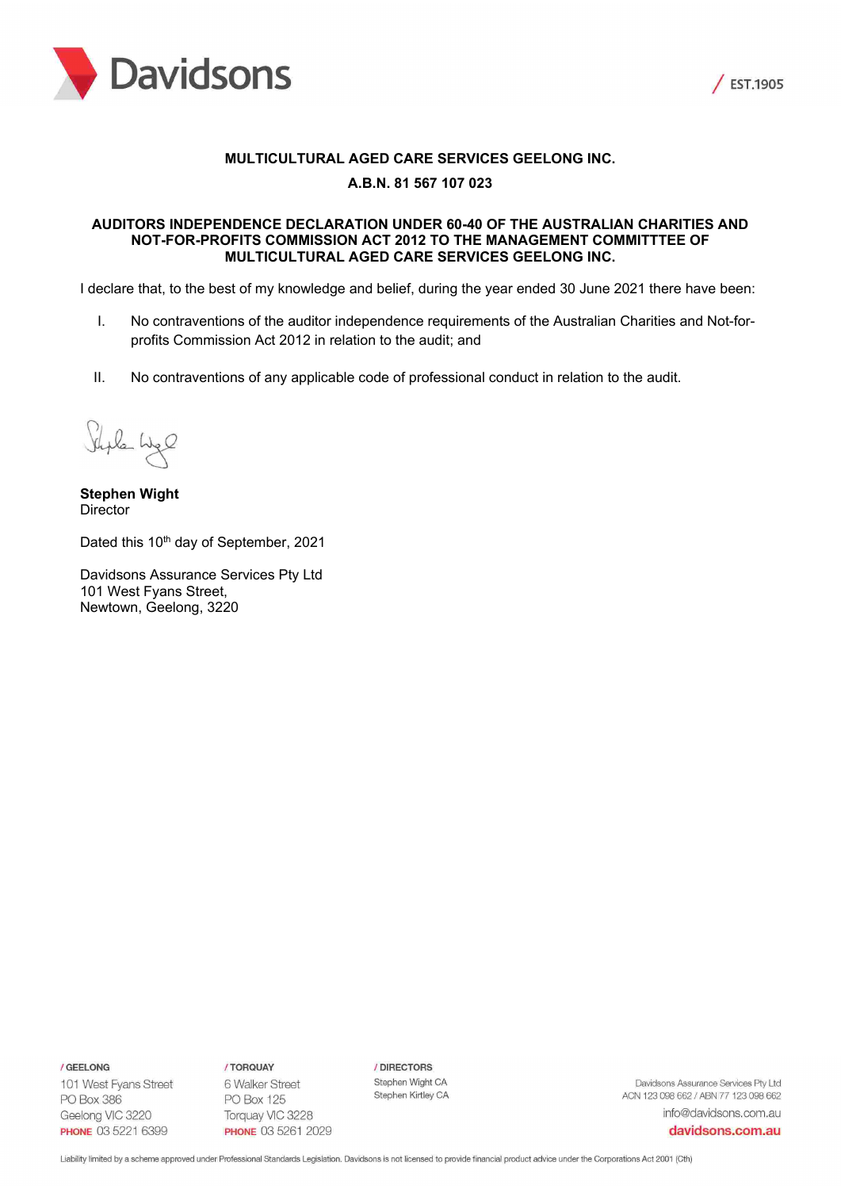**MULTICULTURAL AGED CARE SERVICES GEELONG INC.**

**A.B.N. 81 567 107 023**

**AUDITORS INDEPENDENCE DECLARATION UNDER 60-40 OF THE AUSTRALIAN CHARITIES AND NOT-FOR-PROFITS COMMISSION ACT 2012 TO THE MANAGEMENT COMMITTTEE OF MULTICULTURAL AGED CARE SERVICES GEELONG INC.**

I declare that, to the best of my knowledge and belief, during the year ended 30 June 2021 there have been:

I. No contraventions of the auditor independence requirements of the Australian Charities and Not-for-profits Commission Act 2012 in relation to the audit; and

II. No contraventions of any applicable code of professional conduct in relation to the audit.

**Stephen Wight**
Director

Dated this 10th day of September, 2021

Davidsons Assurance Services Pty Ltd
101 West Fyans Street,
Newtown, Geelong, 3220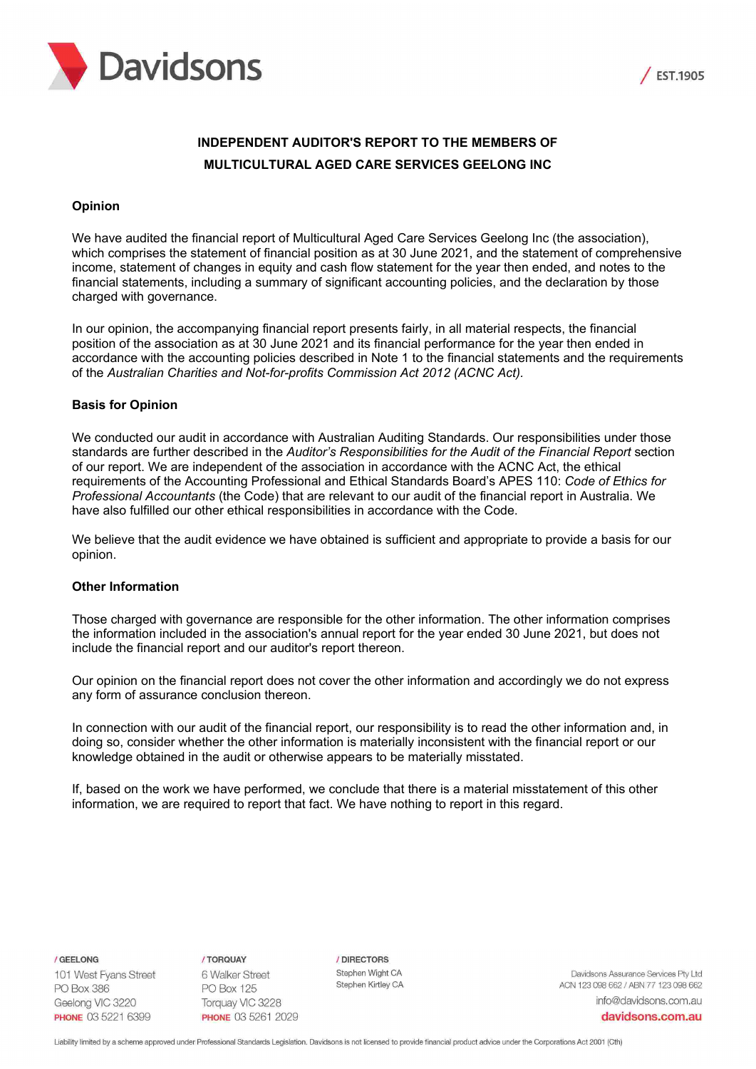**INDEPENDENT AUDITOR'S REPORT TO THE MEMBERS OF MULTICULTURAL AGED CARE SERVICES GEELONG INC**

### Opinion

We have audited the financial report of Multicultural Aged Care Services Geelong Inc (the association), which comprises the statement of financial position as at 30 June 2021, and the statement of comprehensive income, statement of changes in equity and cash flow statement for the year then ended, and notes to the financial statements, including a summary of significant accounting policies, and the declaration by those charged with governance.

In our opinion, the accompanying financial report presents fairly, in all material respects, the financial position of the association as at 30 June 2021 and its financial performance for the year then ended in accordance with the accounting policies described in Note 1 to the financial statements and the requirements of the *Australian Charities and Not-for-profits Commission Act 2012 (ACNC Act).*

### Basis for Opinion

We conducted our audit in accordance with Australian Auditing Standards. Our responsibilities under those standards are further described in the *Auditor's Responsibilities for the Audit of the Financial Report* section of our report. We are independent of the association in accordance with the ACNC Act, the ethical requirements of the Accounting Professional and Ethical Standards Board's APES 110: *Code of Ethics for Professional Accountants* (the Code) that are relevant to our audit of the financial report in Australia. We have also fulfilled our other ethical responsibilities in accordance with the Code.

We believe that the audit evidence we have obtained is sufficient and appropriate to provide a basis for our opinion.

### Other Information

Those charged with governance are responsible for the other information. The other information comprises the information included in the association's annual report for the year ended 30 June 2021, but does not include the financial report and our auditor's report thereon.

Our opinion on the financial report does not cover the other information and accordingly we do not express any form of assurance conclusion thereon.

In connection with our audit of the financial report, our responsibility is to read the other information and, in doing so, consider whether the other information is materially inconsistent with the financial report or our knowledge obtained in the audit or otherwise appears to be materially misstated.

If, based on the work we have performed, we conclude that there is a material misstatement of this other information, we are required to report that fact. We have nothing to report in this regard.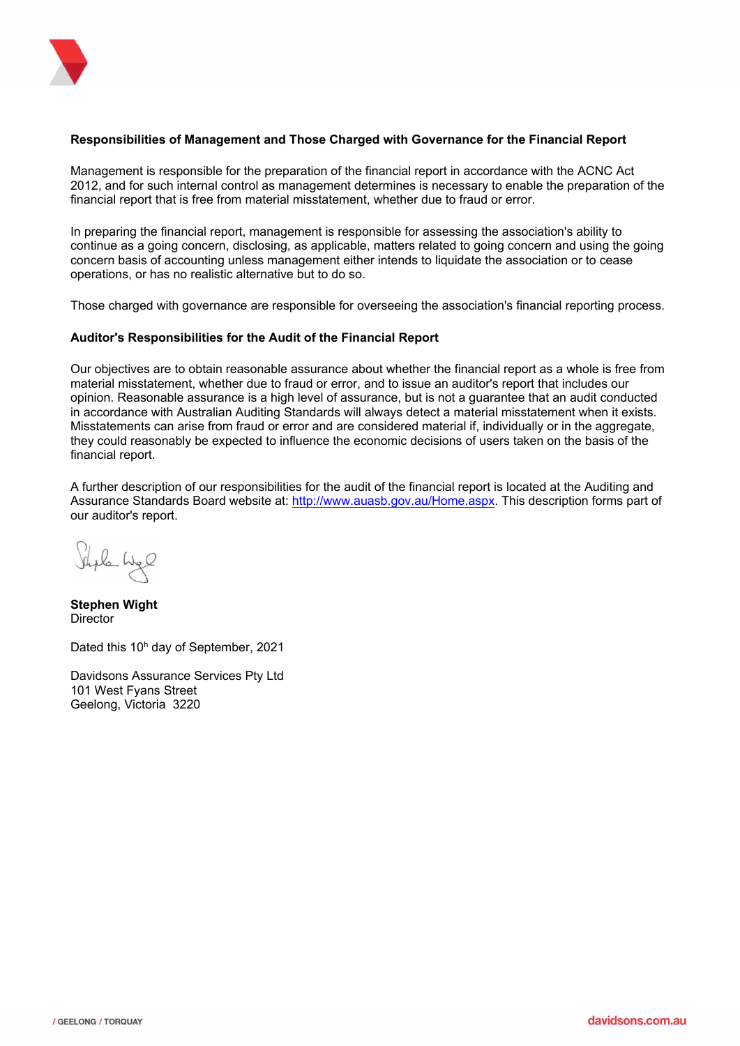**Responsibilities of Management and Those Charged with Governance for the Financial Report**

Management is responsible for the preparation of the financial report in accordance with the ACNC Act 2012, and for such internal control as management determines is necessary to enable the preparation of the financial report that is free from material misstatement, whether due to fraud or error.

In preparing the financial report, management is responsible for assessing the association's ability to continue as a going concern, disclosing, as applicable, matters related to going concern and using the going concern basis of accounting unless management either intends to liquidate the association or to cease operations, or has no realistic alternative but to do so.

Those charged with governance are responsible for overseeing the association's financial reporting process.

**Auditor's Responsibilities for the Audit of the Financial Report**

Our objectives are to obtain reasonable assurance about whether the financial report as a whole is free from material misstatement, whether due to fraud or error, and to issue an auditor's report that includes our opinion. Reasonable assurance is a high level of assurance, but is not a guarantee that an audit conducted in accordance with Australian Auditing Standards will always detect a material misstatement when it exists. Misstatements can arise from fraud or error and are considered material if, individually or in the aggregate, they could reasonably be expected to influence the economic decisions of users taken on the basis of the financial report.

A further description of our responsibilities for the audit of the financial report is located at the Auditing and Assurance Standards Board website at: http://www.auasb.gov.au/Home.aspx. This description forms part of our auditor's report.

**Stephen Wight**
Director

Dated this 10h day of September, 2021

Davidsons Assurance Services Pty Ltd
101 West Fyans Street
Geelong, Victoria 3220